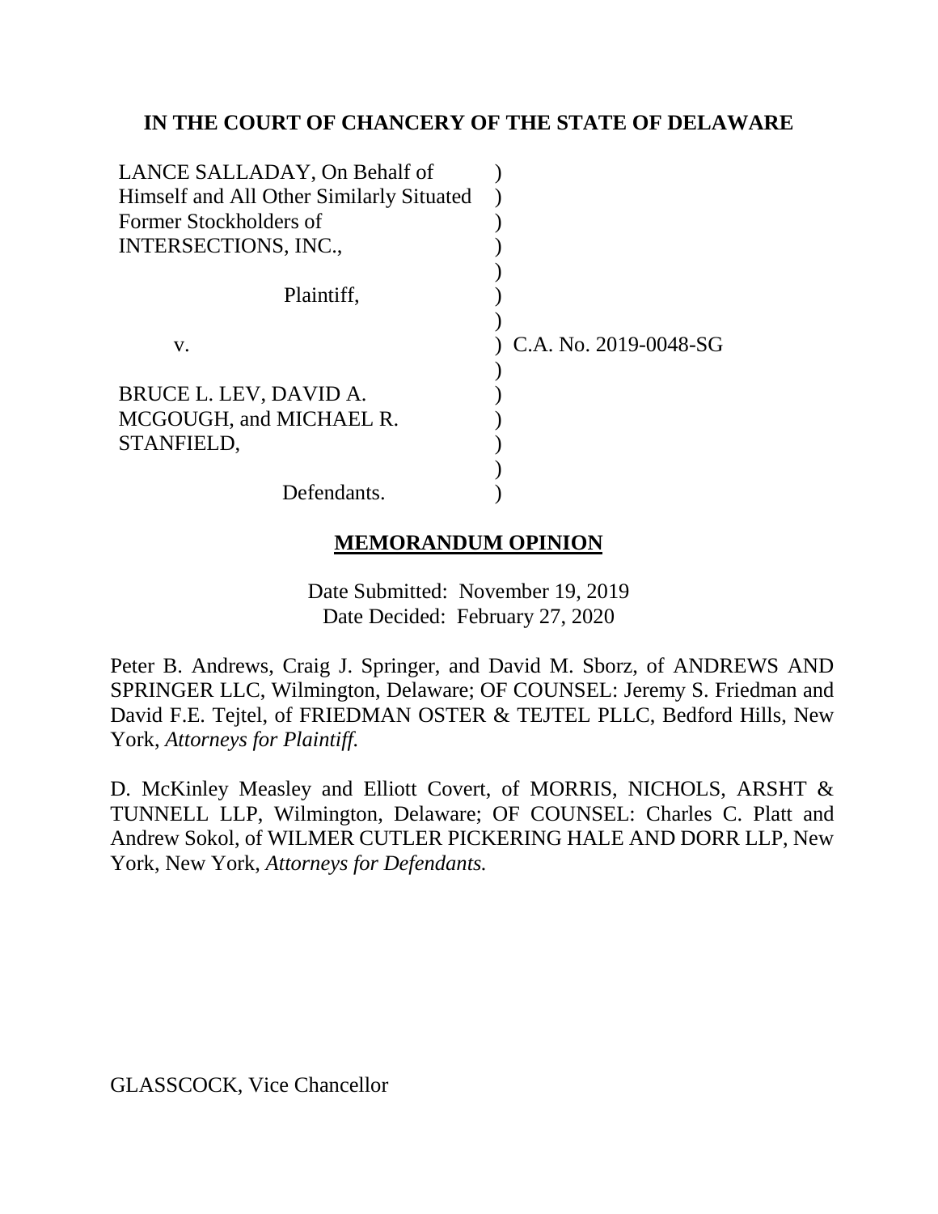**IN THE COURT OF CHANCERY OF THE STATE OF DELAWARE**

| | | |
|---|---|---|
| LANCE SALLADAY, On Behalf of Himself and All Other Similarly Situated Former Stockholders of INTERSECTIONS, INC., | ) | |
| Plaintiff, | ) | |
| v. | ) | C.A. No. 2019-0048-SG |
| BRUCE L. LEV, DAVID A. MCGOUGH, and MICHAEL R. STANFIELD, | ) | |
| Defendants. | ) | |

**MEMORANDUM OPINION**

Date Submitted: November 19, 2019
Date Decided: February 27, 2020

Peter B. Andrews, Craig J. Springer, and David M. Sborz, of ANDREWS AND SPRINGER LLC, Wilmington, Delaware; OF COUNSEL: Jeremy S. Friedman and David F.E. Tejtel, of FRIEDMAN OSTER & TEJTEL PLLC, Bedford Hills, New York, *Attorneys for Plaintiff.*

D. McKinley Measley and Elliott Covert, of MORRIS, NICHOLS, ARSHT & TUNNELL LLP, Wilmington, Delaware; OF COUNSEL: Charles C. Platt and Andrew Sokol, of WILMER CUTLER PICKERING HALE AND DORR LLP, New York, New York, *Attorneys for Defendants.*

GLASSCOCK, Vice Chancellor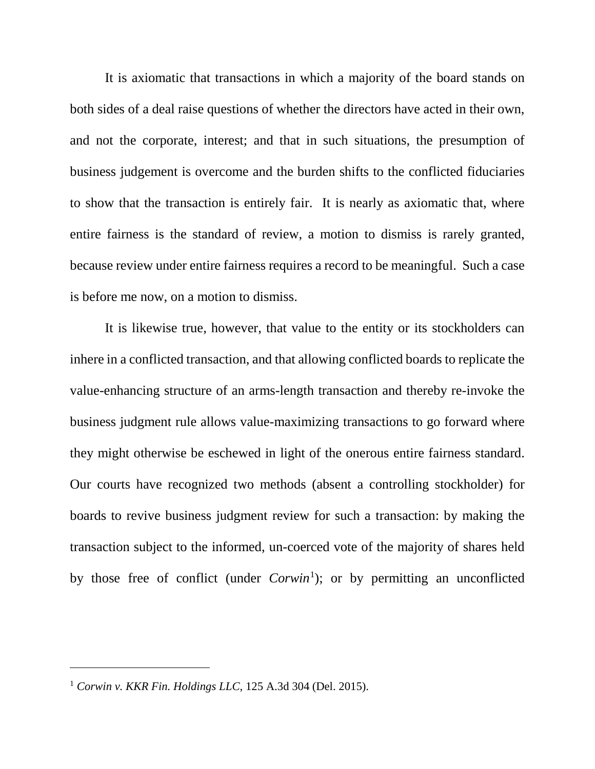It is axiomatic that transactions in which a majority of the board stands on both sides of a deal raise questions of whether the directors have acted in their own, and not the corporate, interest; and that in such situations, the presumption of business judgement is overcome and the burden shifts to the conflicted fiduciaries to show that the transaction is entirely fair. It is nearly as axiomatic that, where entire fairness is the standard of review, a motion to dismiss is rarely granted, because review under entire fairness requires a record to be meaningful. Such a case is before me now, on a motion to dismiss.

It is likewise true, however, that value to the entity or its stockholders can inhere in a conflicted transaction, and that allowing conflicted boards to replicate the value-enhancing structure of an arms-length transaction and thereby re-invoke the business judgment rule allows value-maximizing transactions to go forward where they might otherwise be eschewed in light of the onerous entire fairness standard. Our courts have recognized two methods (absent a controlling stockholder) for boards to revive business judgment review for such a transaction: by making the transaction subject to the informed, un-coerced vote of the majority of shares held by those free of conflict (under *Corwin*[1]); or by permitting an unconflicted

---

[1] *Corwin v. KKR Fin. Holdings LLC*, 125 A.3d 304 (Del. 2015).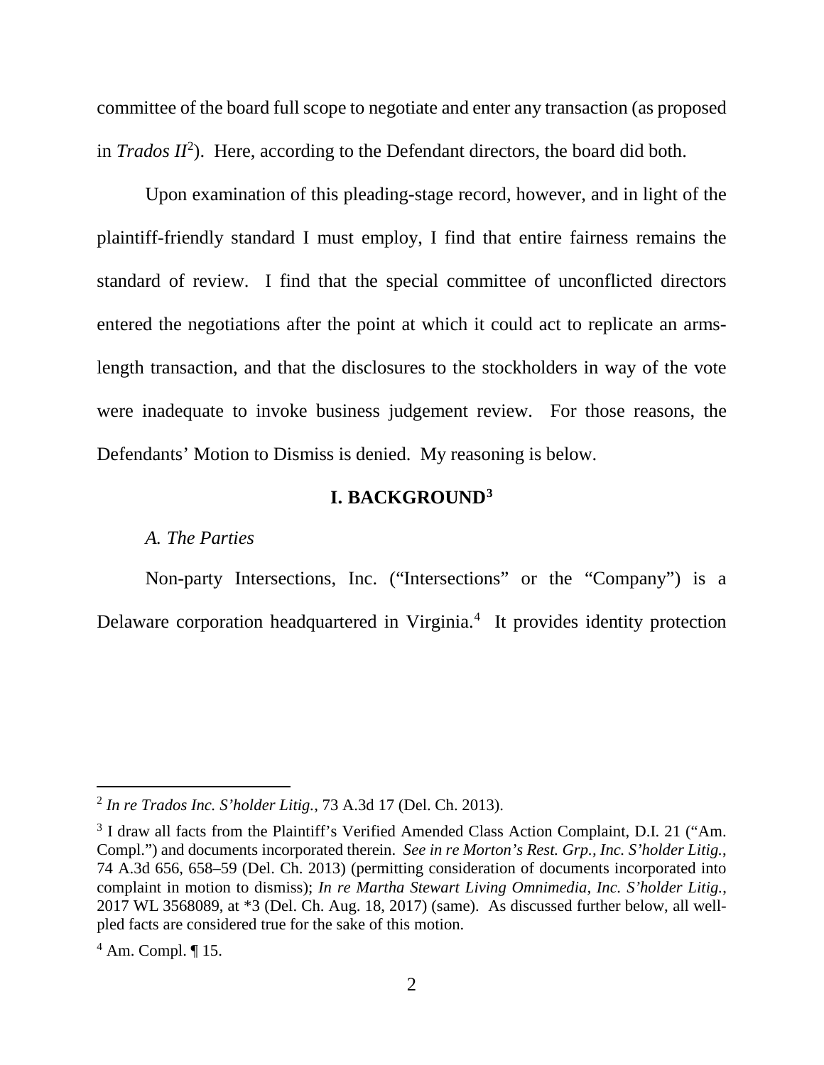committee of the board full scope to negotiate and enter any transaction (as proposed in *Trados II*[2]). Here, according to the Defendant directors, the board did both.

Upon examination of this pleading-stage record, however, and in light of the plaintiff-friendly standard I must employ, I find that entire fairness remains the standard of review. I find that the special committee of unconflicted directors entered the negotiations after the point at which it could act to replicate an arms-length transaction, and that the disclosures to the stockholders in way of the vote were inadequate to invoke business judgement review. For those reasons, the Defendants' Motion to Dismiss is denied. My reasoning is below.

## I. BACKGROUND[3]

### *A. The Parties*

Non-party Intersections, Inc. ("Intersections" or the "Company") is a Delaware corporation headquartered in Virginia.[4] It provides identity protection

---

[2] *In re Trados Inc. S'holder Litig.*, 73 A.3d 17 (Del. Ch. 2013).

[3] I draw all facts from the Plaintiff's Verified Amended Class Action Complaint, D.I. 21 ("Am. Compl.") and documents incorporated therein. *See in re Morton's Rest. Grp., Inc. S'holder Litig.*, 74 A.3d 656, 658–59 (Del. Ch. 2013) (permitting consideration of documents incorporated into complaint in motion to dismiss); *In re Martha Stewart Living Omnimedia, Inc. S'holder Litig.*, 2017 WL 3568089, at *3 (Del. Ch. Aug. 18, 2017) (same). As discussed further below, all well-pled facts are considered true for the sake of this motion.

[4] Am. Compl. ¶ 15.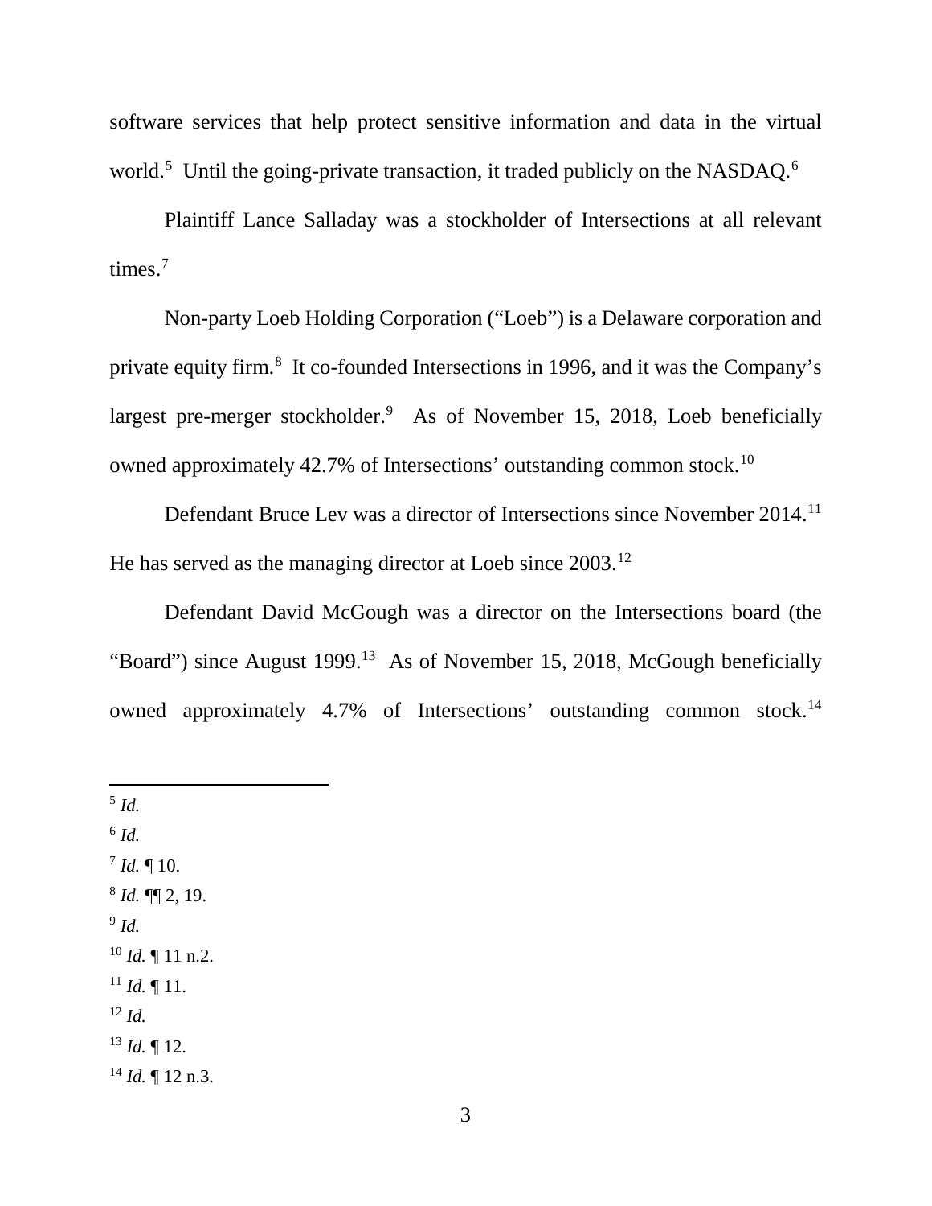software services that help protect sensitive information and data in the virtual world.[5] Until the going-private transaction, it traded publicly on the NASDAQ.[6]

Plaintiff Lance Salladay was a stockholder of Intersections at all relevant times.[7]

Non-party Loeb Holding Corporation ("Loeb") is a Delaware corporation and private equity firm.[8] It co-founded Intersections in 1996, and it was the Company's largest pre-merger stockholder.[9] As of November 15, 2018, Loeb beneficially owned approximately 42.7% of Intersections' outstanding common stock.[10]

Defendant Bruce Lev was a director of Intersections since November 2014.[11] He has served as the managing director at Loeb since 2003.[12]

Defendant David McGough was a director on the Intersections board (the "Board") since August 1999.[13] As of November 15, 2018, McGough beneficially owned approximately 4.7% of Intersections' outstanding common stock.[14]

---

[5] *Id.*

[6] *Id.*

[7] *Id.* ¶ 10.

[8] *Id.* ¶¶ 2, 19.

[9] *Id.*

[10] *Id.* ¶ 11 n.2.

[11] *Id.* ¶ 11.

[12] *Id.*

[13] *Id.* ¶ 12.

[14] *Id.* ¶ 12 n.3.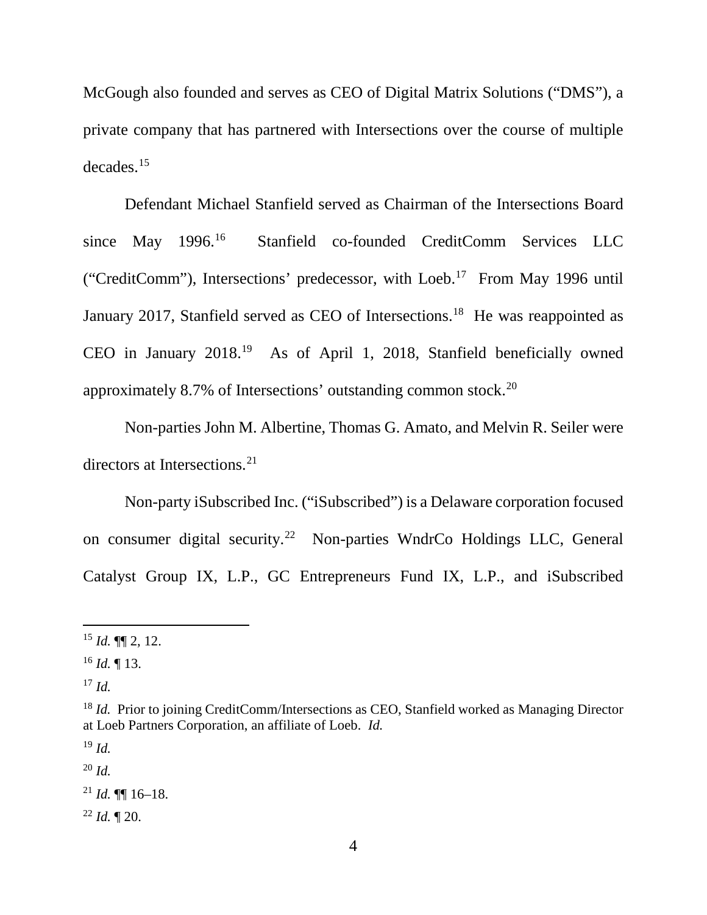McGough also founded and serves as CEO of Digital Matrix Solutions ("DMS"), a private company that has partnered with Intersections over the course of multiple decades.[15]

Defendant Michael Stanfield served as Chairman of the Intersections Board since May 1996.[16] Stanfield co-founded CreditComm Services LLC ("CreditComm"), Intersections' predecessor, with Loeb.[17] From May 1996 until January 2017, Stanfield served as CEO of Intersections.[18] He was reappointed as CEO in January 2018.[19] As of April 1, 2018, Stanfield beneficially owned approximately 8.7% of Intersections' outstanding common stock.[20]

Non-parties John M. Albertine, Thomas G. Amato, and Melvin R. Seiler were directors at Intersections.[21]

Non-party iSubscribed Inc. ("iSubscribed") is a Delaware corporation focused on consumer digital security.[22] Non-parties WndrCo Holdings LLC, General Catalyst Group IX, L.P., GC Entrepreneurs Fund IX, L.P., and iSubscribed

---

[15] *Id.* ¶¶ 2, 12.

[16] *Id.* ¶ 13.

[17] *Id.*

[18] *Id.* Prior to joining CreditComm/Intersections as CEO, Stanfield worked as Managing Director at Loeb Partners Corporation, an affiliate of Loeb. *Id.*

[19] *Id.*

[20] *Id.*

[21] *Id.* ¶¶ 16–18.

[22] *Id.* ¶ 20.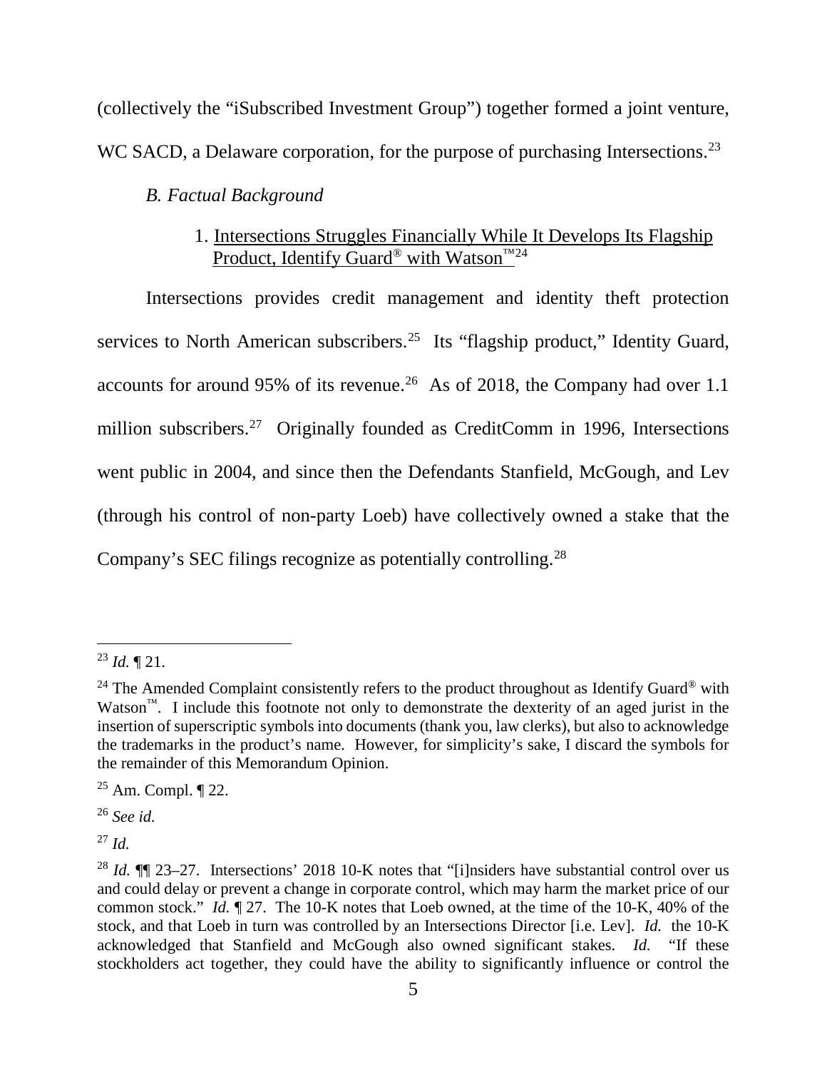(collectively the "iSubscribed Investment Group") together formed a joint venture, WC SACD, a Delaware corporation, for the purpose of purchasing Intersections.[23]

*B. Factual Background*

1. Intersections Struggles Financially While It Develops Its Flagship Product, Identify Guard® with Watson™[24]

Intersections provides credit management and identity theft protection services to North American subscribers.[25] Its "flagship product," Identity Guard, accounts for around 95% of its revenue.[26] As of 2018, the Company had over 1.1 million subscribers.[27] Originally founded as CreditComm in 1996, Intersections went public in 2004, and since then the Defendants Stanfield, McGough, and Lev (through his control of non-party Loeb) have collectively owned a stake that the Company's SEC filings recognize as potentially controlling.[28]

---

[23] *Id.* ¶ 21.

[24] The Amended Complaint consistently refers to the product throughout as Identify Guard® with Watson™. I include this footnote not only to demonstrate the dexterity of an aged jurist in the insertion of superscriptic symbols into documents (thank you, law clerks), but also to acknowledge the trademarks in the product's name. However, for simplicity's sake, I discard the symbols for the remainder of this Memorandum Opinion.

[25] Am. Compl. ¶ 22.

[26] *See id.*

[27] *Id.*

[28] *Id.* ¶¶ 23–27. Intersections' 2018 10-K notes that "[i]nsiders have substantial control over us and could delay or prevent a change in corporate control, which may harm the market price of our common stock." *Id.* ¶ 27. The 10-K notes that Loeb owned, at the time of the 10-K, 40% of the stock, and that Loeb in turn was controlled by an Intersections Director [i.e. Lev]. *Id.* the 10-K acknowledged that Stanfield and McGough also owned significant stakes. *Id.* "If these stockholders act together, they could have the ability to significantly influence or control the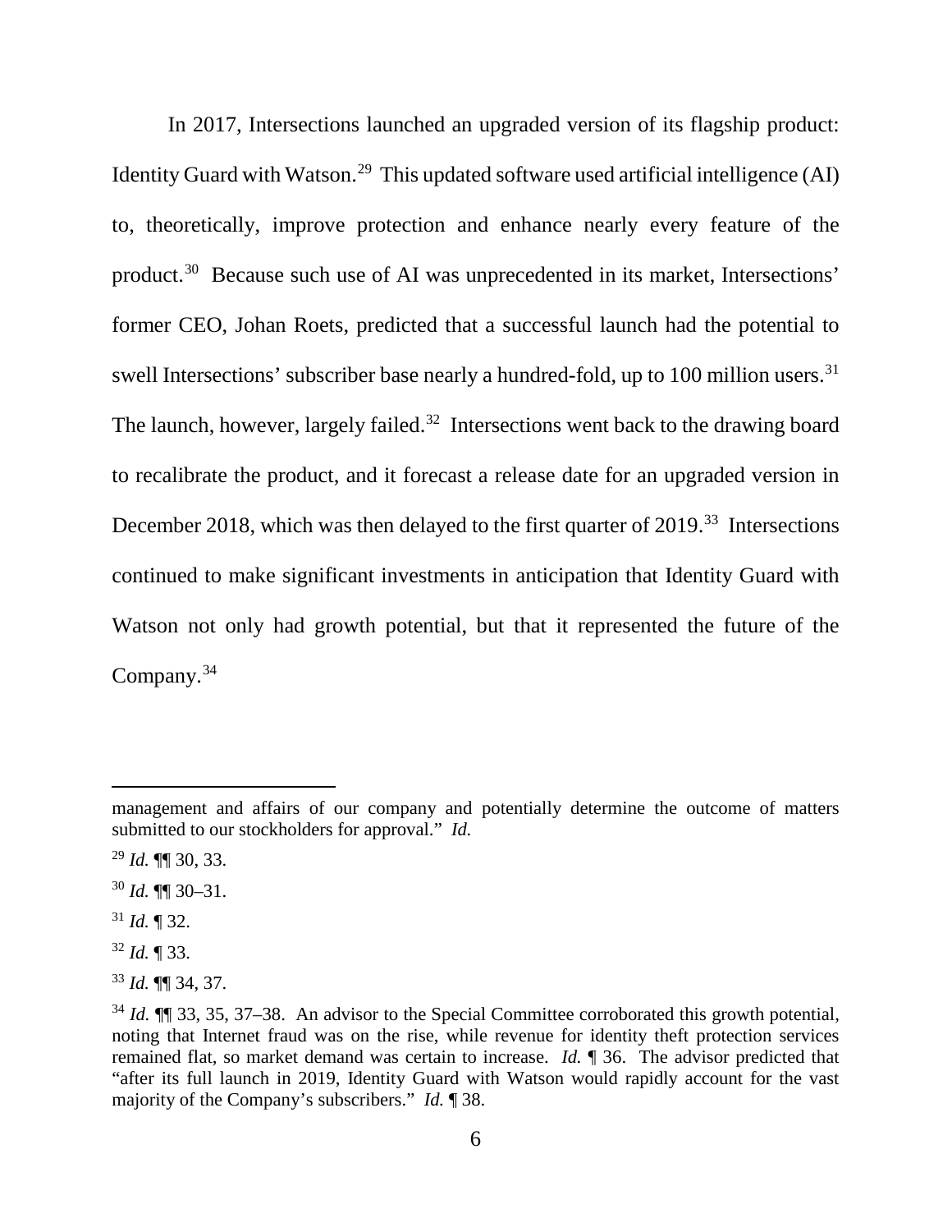In 2017, Intersections launched an upgraded version of its flagship product: Identity Guard with Watson.[29] This updated software used artificial intelligence (AI) to, theoretically, improve protection and enhance nearly every feature of the product.[30] Because such use of AI was unprecedented in its market, Intersections' former CEO, Johan Roets, predicted that a successful launch had the potential to swell Intersections' subscriber base nearly a hundred-fold, up to 100 million users.[31] The launch, however, largely failed.[32] Intersections went back to the drawing board to recalibrate the product, and it forecast a release date for an upgraded version in December 2018, which was then delayed to the first quarter of 2019.[33] Intersections continued to make significant investments in anticipation that Identity Guard with Watson not only had growth potential, but that it represented the future of the Company.[34]

---

management and affairs of our company and potentially determine the outcome of matters submitted to our stockholders for approval." *Id.*

[29] *Id.* ¶¶ 30, 33.

[30] *Id.* ¶¶ 30–31.

[31] *Id.* ¶ 32.

[32] *Id.* ¶ 33.

[33] *Id.* ¶¶ 34, 37.

[34] *Id.* ¶¶ 33, 35, 37–38. An advisor to the Special Committee corroborated this growth potential, noting that Internet fraud was on the rise, while revenue for identity theft protection services remained flat, so market demand was certain to increase. *Id.* ¶ 36. The advisor predicted that "after its full launch in 2019, Identity Guard with Watson would rapidly account for the vast majority of the Company's subscribers." *Id.* ¶ 38.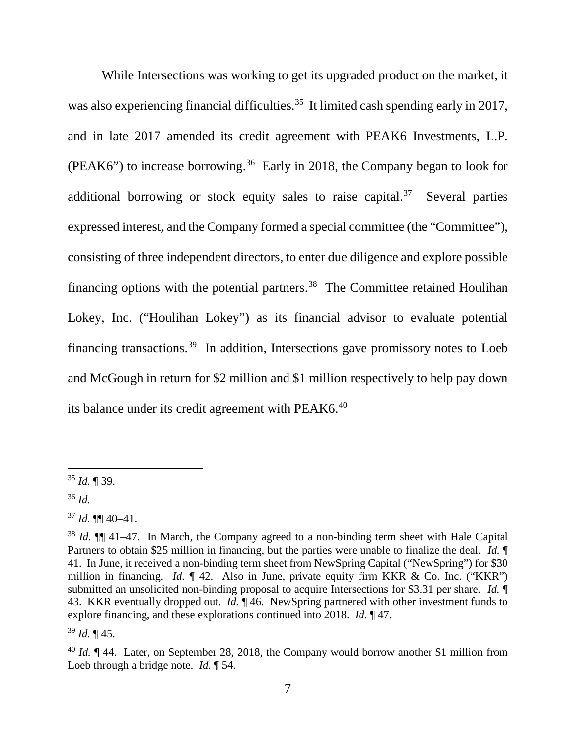While Intersections was working to get its upgraded product on the market, it was also experiencing financial difficulties.[35] It limited cash spending early in 2017, and in late 2017 amended its credit agreement with PEAK6 Investments, L.P. (PEAK6") to increase borrowing.[36] Early in 2018, the Company began to look for additional borrowing or stock equity sales to raise capital.[37] Several parties expressed interest, and the Company formed a special committee (the "Committee"), consisting of three independent directors, to enter due diligence and explore possible financing options with the potential partners.[38] The Committee retained Houlihan Lokey, Inc. ("Houlihan Lokey") as its financial advisor to evaluate potential financing transactions.[39] In addition, Intersections gave promissory notes to Loeb and McGough in return for $2 million and $1 million respectively to help pay down its balance under its credit agreement with PEAK6.[40]

---

[35] *Id.* ¶ 39.

[36] *Id.*

[37] *Id.* ¶¶ 40–41.

[38] *Id.* ¶¶ 41–47. In March, the Company agreed to a non-binding term sheet with Hale Capital Partners to obtain $25 million in financing, but the parties were unable to finalize the deal. *Id.* ¶ 41. In June, it received a non-binding term sheet from NewSpring Capital ("NewSpring") for $30 million in financing. *Id.* ¶ 42. Also in June, private equity firm KKR & Co. Inc. ("KKR") submitted an unsolicited non-binding proposal to acquire Intersections for $3.31 per share. *Id.* ¶ 43. KKR eventually dropped out. *Id.* ¶ 46. NewSpring partnered with other investment funds to explore financing, and these explorations continued into 2018. *Id.* ¶ 47.

[39] *Id.* ¶ 45.

[40] *Id.* ¶ 44. Later, on September 28, 2018, the Company would borrow another $1 million from Loeb through a bridge note. *Id.* ¶ 54.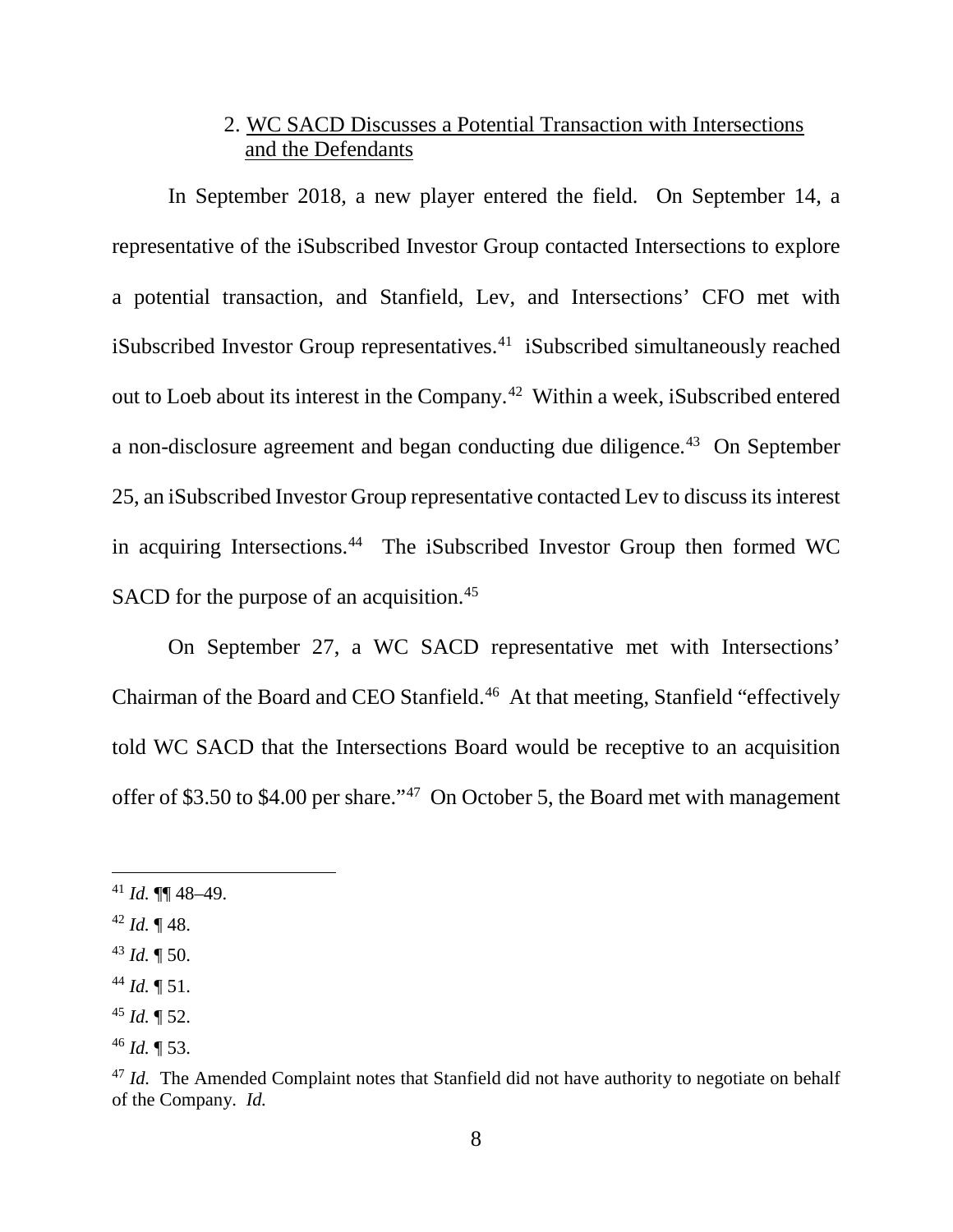### 2. WC SACD Discusses a Potential Transaction with Intersections and the Defendants

In September 2018, a new player entered the field. On September 14, a representative of the iSubscribed Investor Group contacted Intersections to explore a potential transaction, and Stanfield, Lev, and Intersections' CFO met with iSubscribed Investor Group representatives.[41] iSubscribed simultaneously reached out to Loeb about its interest in the Company.[42] Within a week, iSubscribed entered a non-disclosure agreement and began conducting due diligence.[43] On September 25, an iSubscribed Investor Group representative contacted Lev to discuss its interest in acquiring Intersections.[44] The iSubscribed Investor Group then formed WC SACD for the purpose of an acquisition.[45]

On September 27, a WC SACD representative met with Intersections' Chairman of the Board and CEO Stanfield.[46] At that meeting, Stanfield "effectively told WC SACD that the Intersections Board would be receptive to an acquisition offer of \$3.50 to \$4.00 per share."[47] On October 5, the Board met with management

---

[41] *Id.* ¶¶ 48–49.

[42] *Id.* ¶ 48.

[43] *Id.* ¶ 50.

[44] *Id.* ¶ 51.

[45] *Id.* ¶ 52.

[46] *Id.* ¶ 53.

[47] *Id.* The Amended Complaint notes that Stanfield did not have authority to negotiate on behalf of the Company. *Id.*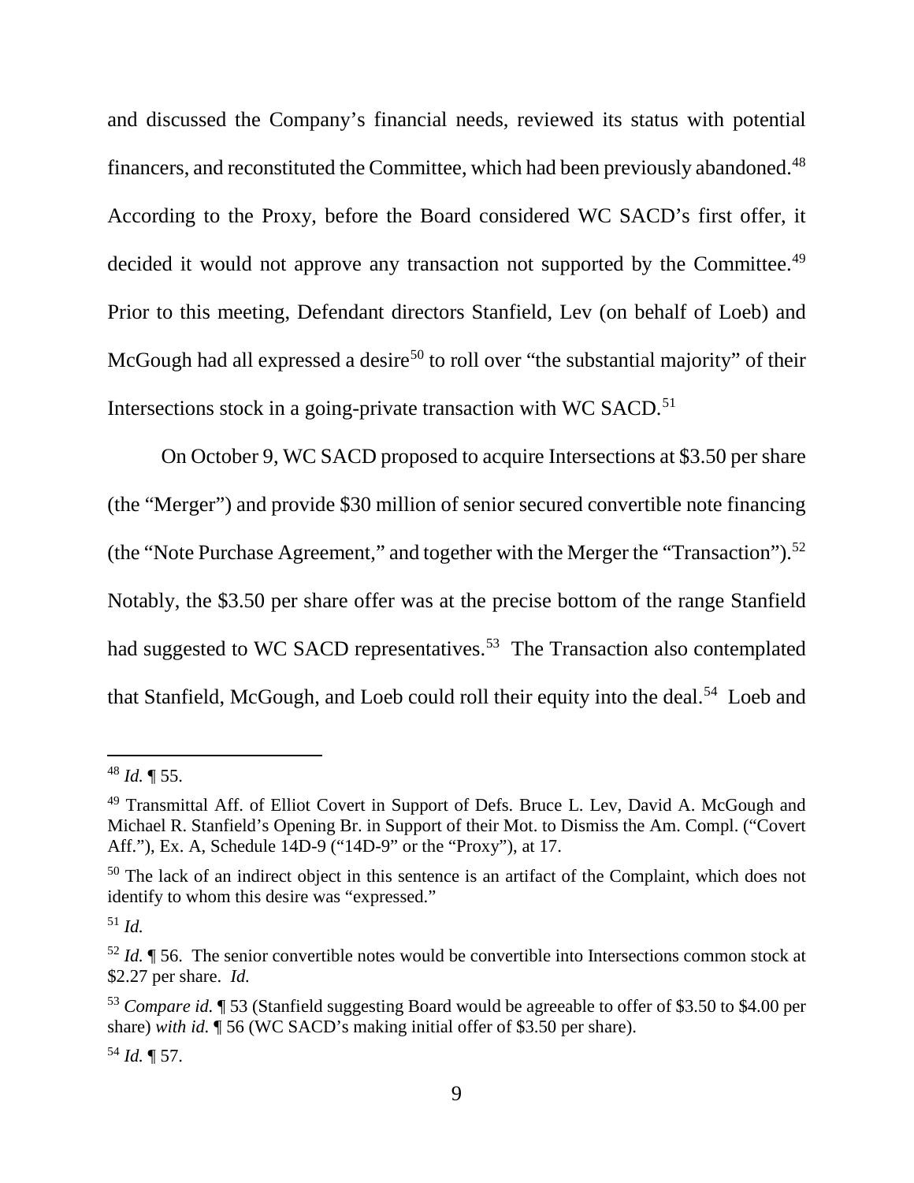and discussed the Company's financial needs, reviewed its status with potential financers, and reconstituted the Committee, which had been previously abandoned.[48] According to the Proxy, before the Board considered WC SACD's first offer, it decided it would not approve any transaction not supported by the Committee.[49] Prior to this meeting, Defendant directors Stanfield, Lev (on behalf of Loeb) and McGough had all expressed a desire[50] to roll over "the substantial majority" of their Intersections stock in a going-private transaction with WC SACD.[51]

On October 9, WC SACD proposed to acquire Intersections at $3.50 per share (the "Merger") and provide $30 million of senior secured convertible note financing (the "Note Purchase Agreement," and together with the Merger the "Transaction").[52] Notably, the $3.50 per share offer was at the precise bottom of the range Stanfield had suggested to WC SACD representatives.[53] The Transaction also contemplated that Stanfield, McGough, and Loeb could roll their equity into the deal.[54] Loeb and

---

[48] *Id.* ¶ 55.

[49] Transmittal Aff. of Elliot Covert in Support of Defs. Bruce L. Lev, David A. McGough and Michael R. Stanfield's Opening Br. in Support of their Mot. to Dismiss the Am. Compl. ("Covert Aff."), Ex. A, Schedule 14D-9 ("14D-9" or the "Proxy"), at 17.

[50] The lack of an indirect object in this sentence is an artifact of the Complaint, which does not identify to whom this desire was "expressed."

[51] *Id.*

[52] *Id.* ¶ 56. The senior convertible notes would be convertible into Intersections common stock at $2.27 per share. *Id.*

[53] *Compare id.* ¶ 53 (Stanfield suggesting Board would be agreeable to offer of $3.50 to $4.00 per share) *with id.* ¶ 56 (WC SACD's making initial offer of $3.50 per share).

[54] *Id.* ¶ 57.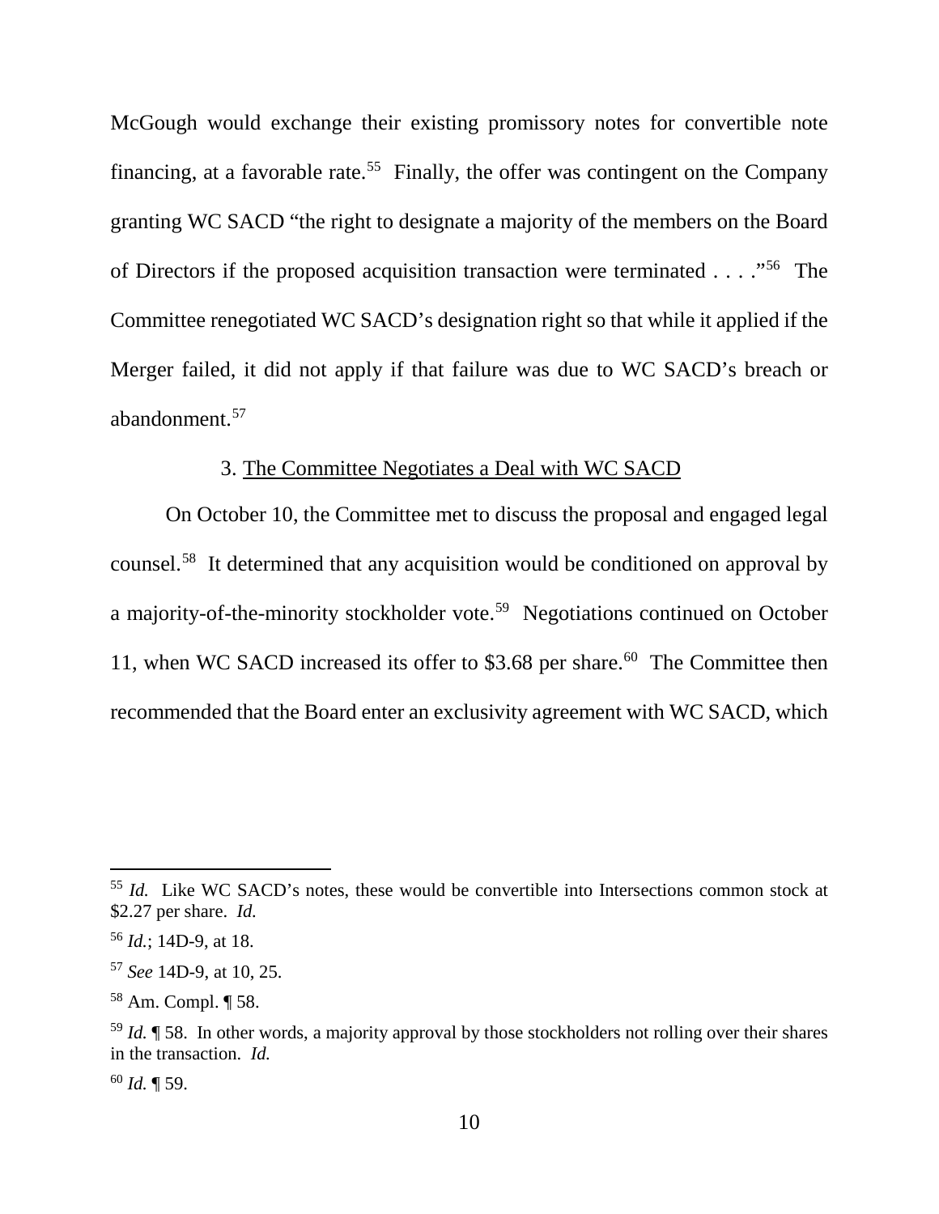McGough would exchange their existing promissory notes for convertible note financing, at a favorable rate.[55] Finally, the offer was contingent on the Company granting WC SACD "the right to designate a majority of the members on the Board of Directors if the proposed acquisition transaction were terminated . . . ."[56] The Committee renegotiated WC SACD's designation right so that while it applied if the Merger failed, it did not apply if that failure was due to WC SACD's breach or abandonment.[57]

### 3. The Committee Negotiates a Deal with WC SACD

On October 10, the Committee met to discuss the proposal and engaged legal counsel.[58] It determined that any acquisition would be conditioned on approval by a majority-of-the-minority stockholder vote.[59] Negotiations continued on October 11, when WC SACD increased its offer to $3.68 per share.[60] The Committee then recommended that the Board enter an exclusivity agreement with WC SACD, which

---

[55] *Id.* Like WC SACD's notes, these would be convertible into Intersections common stock at $2.27 per share. *Id.*

[56] *Id.*; 14D-9, at 18.

[57] *See* 14D-9, at 10, 25.

[58] Am. Compl. ¶ 58.

[59] *Id.* ¶ 58. In other words, a majority approval by those stockholders not rolling over their shares in the transaction. *Id.*

[60] *Id.* ¶ 59.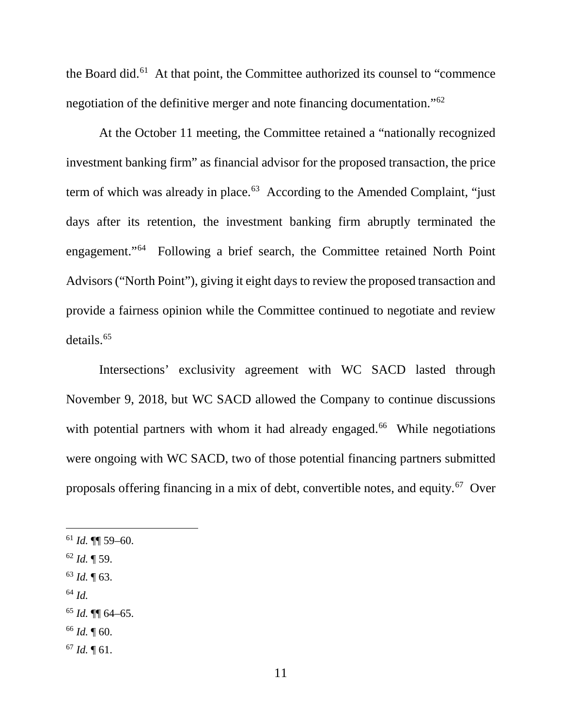the Board did.[61] At that point, the Committee authorized its counsel to "commence negotiation of the definitive merger and note financing documentation."[62]

At the October 11 meeting, the Committee retained a "nationally recognized investment banking firm" as financial advisor for the proposed transaction, the price term of which was already in place.[63] According to the Amended Complaint, "just days after its retention, the investment banking firm abruptly terminated the engagement."[64] Following a brief search, the Committee retained North Point Advisors ("North Point"), giving it eight days to review the proposed transaction and provide a fairness opinion while the Committee continued to negotiate and review details.[65]

Intersections' exclusivity agreement with WC SACD lasted through November 9, 2018, but WC SACD allowed the Company to continue discussions with potential partners with whom it had already engaged.[66] While negotiations were ongoing with WC SACD, two of those potential financing partners submitted proposals offering financing in a mix of debt, convertible notes, and equity.[67] Over

---

[61] *Id.* ¶¶ 59–60.

[62] *Id.* ¶ 59.

[63] *Id.* ¶ 63.

[64] *Id.*

[65] *Id.* ¶¶ 64–65.

[66] *Id.* ¶ 60.

[67] *Id.* ¶ 61.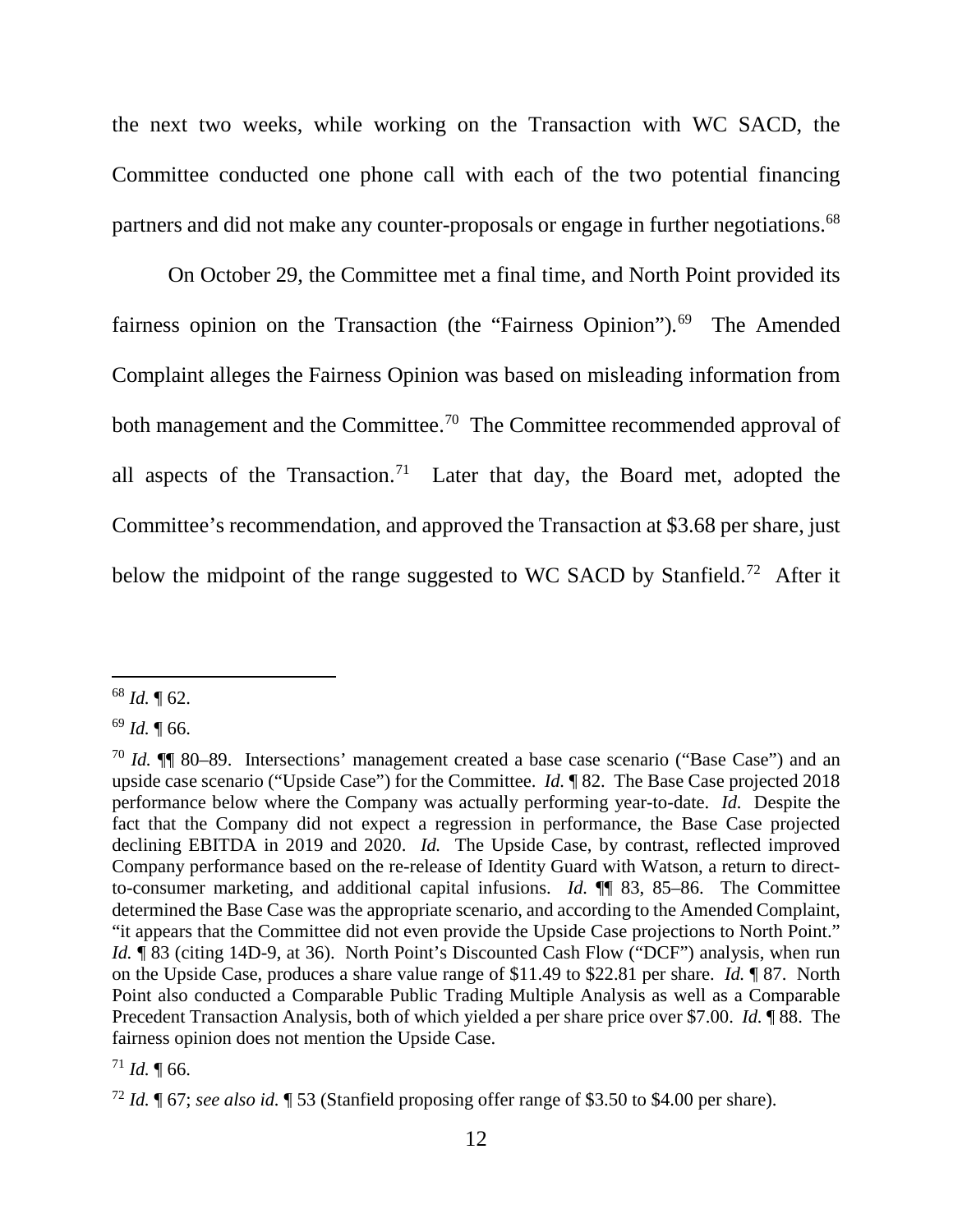the next two weeks, while working on the Transaction with WC SACD, the Committee conducted one phone call with each of the two potential financing partners and did not make any counter-proposals or engage in further negotiations.[68]

On October 29, the Committee met a final time, and North Point provided its fairness opinion on the Transaction (the "Fairness Opinion").[69] The Amended Complaint alleges the Fairness Opinion was based on misleading information from both management and the Committee.[70] The Committee recommended approval of all aspects of the Transaction.[71] Later that day, the Board met, adopted the Committee's recommendation, and approved the Transaction at $3.68 per share, just below the midpoint of the range suggested to WC SACD by Stanfield.[72] After it

---

[68] *Id.* ¶ 62.

[69] *Id.* ¶ 66.

[70] *Id.* ¶¶ 80–89. Intersections' management created a base case scenario ("Base Case") and an upside case scenario ("Upside Case") for the Committee. *Id.* ¶ 82. The Base Case projected 2018 performance below where the Company was actually performing year-to-date. *Id.* Despite the fact that the Company did not expect a regression in performance, the Base Case projected declining EBITDA in 2019 and 2020. *Id.* The Upside Case, by contrast, reflected improved Company performance based on the re-release of Identity Guard with Watson, a return to direct-to-consumer marketing, and additional capital infusions. *Id.* ¶¶ 83, 85–86. The Committee determined the Base Case was the appropriate scenario, and according to the Amended Complaint, "it appears that the Committee did not even provide the Upside Case projections to North Point." *Id.* ¶ 83 (citing 14D-9, at 36). North Point's Discounted Cash Flow ("DCF") analysis, when run on the Upside Case, produces a share value range of $11.49 to $22.81 per share. *Id.* ¶ 87. North Point also conducted a Comparable Public Trading Multiple Analysis as well as a Comparable Precedent Transaction Analysis, both of which yielded a per share price over $7.00. *Id.* ¶ 88. The fairness opinion does not mention the Upside Case.

[71] *Id.* ¶ 66.

[72] *Id.* ¶ 67; *see also id.* ¶ 53 (Stanfield proposing offer range of $3.50 to $4.00 per share).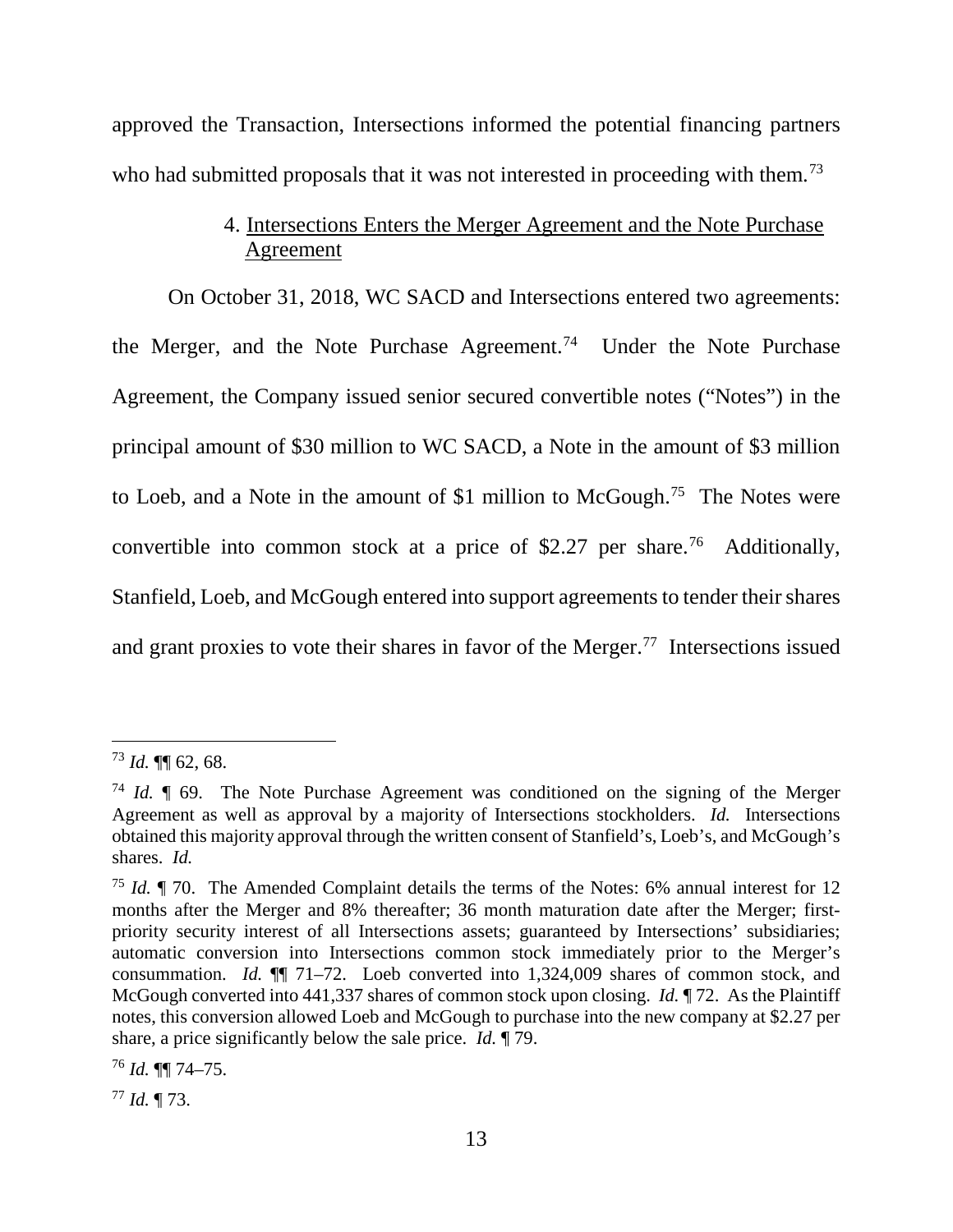approved the Transaction, Intersections informed the potential financing partners who had submitted proposals that it was not interested in proceeding with them.[73]

#### 4. Intersections Enters the Merger Agreement and the Note Purchase Agreement

On October 31, 2018, WC SACD and Intersections entered two agreements: the Merger, and the Note Purchase Agreement.[74] Under the Note Purchase Agreement, the Company issued senior secured convertible notes ("Notes") in the principal amount of $30 million to WC SACD, a Note in the amount of $3 million to Loeb, and a Note in the amount of $1 million to McGough.[75] The Notes were convertible into common stock at a price of $2.27 per share.[76] Additionally, Stanfield, Loeb, and McGough entered into support agreements to tender their shares and grant proxies to vote their shares in favor of the Merger.[77] Intersections issued

---

[73] *Id.* ¶¶ 62, 68.

[74] *Id.* ¶ 69. The Note Purchase Agreement was conditioned on the signing of the Merger Agreement as well as approval by a majority of Intersections stockholders. *Id.* Intersections obtained this majority approval through the written consent of Stanfield's, Loeb's, and McGough's shares. *Id.*

[75] *Id.* ¶ 70. The Amended Complaint details the terms of the Notes: 6% annual interest for 12 months after the Merger and 8% thereafter; 36 month maturation date after the Merger; first-priority security interest of all Intersections assets; guaranteed by Intersections' subsidiaries; automatic conversion into Intersections common stock immediately prior to the Merger's consummation. *Id.* ¶¶ 71–72. Loeb converted into 1,324,009 shares of common stock, and McGough converted into 441,337 shares of common stock upon closing. *Id.* ¶ 72. As the Plaintiff notes, this conversion allowed Loeb and McGough to purchase into the new company at $2.27 per share, a price significantly below the sale price. *Id.* ¶ 79.

[76] *Id.* ¶¶ 74–75.

[77] *Id.* ¶ 73.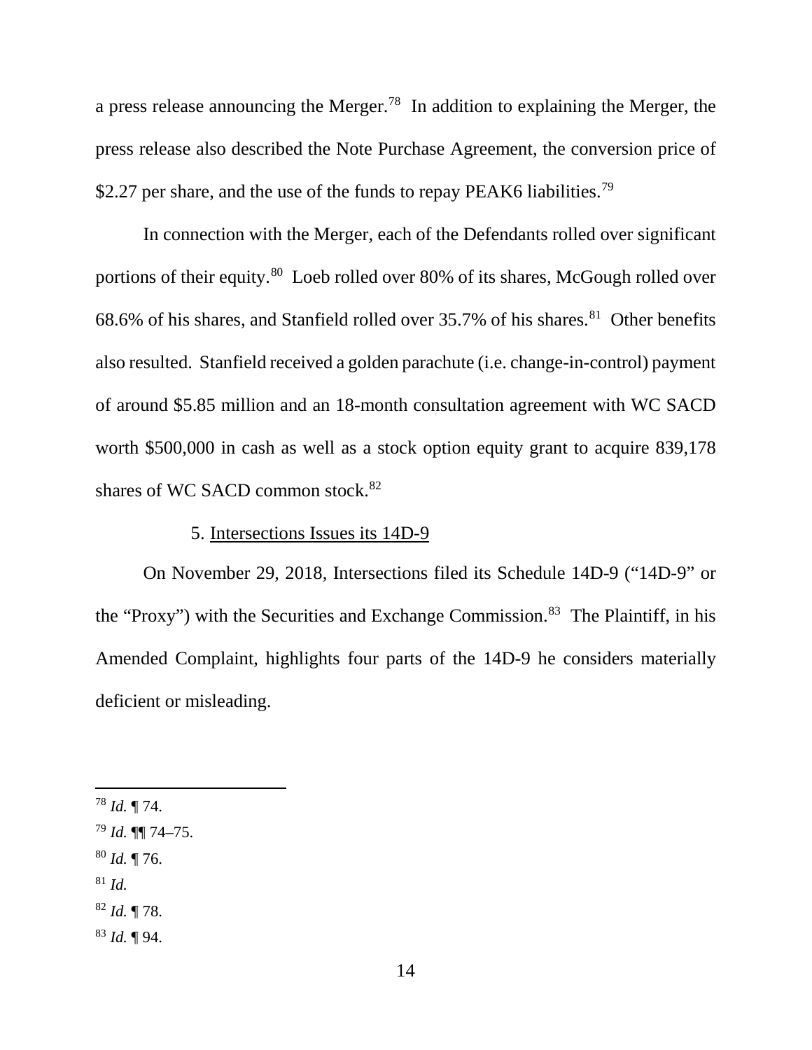a press release announcing the Merger.[78] In addition to explaining the Merger, the press release also described the Note Purchase Agreement, the conversion price of $2.27 per share, and the use of the funds to repay PEAK6 liabilities.[79]

In connection with the Merger, each of the Defendants rolled over significant portions of their equity.[80] Loeb rolled over 80% of its shares, McGough rolled over 68.6% of his shares, and Stanfield rolled over 35.7% of his shares.[81] Other benefits also resulted. Stanfield received a golden parachute (i.e. change-in-control) payment of around $5.85 million and an 18-month consultation agreement with WC SACD worth $500,000 in cash as well as a stock option equity grant to acquire 839,178 shares of WC SACD common stock.[82]

5. <u>Intersections Issues its 14D-9</u>

On November 29, 2018, Intersections filed its Schedule 14D-9 ("14D-9" or the "Proxy") with the Securities and Exchange Commission.[83] The Plaintiff, in his Amended Complaint, highlights four parts of the 14D-9 he considers materially deficient or misleading.

---

[78] *Id.* ¶ 74.

[79] *Id.* ¶¶ 74–75.

[80] *Id.* ¶ 76.

[81] *Id.*

[82] *Id.* ¶ 78.

[83] *Id.* ¶ 94.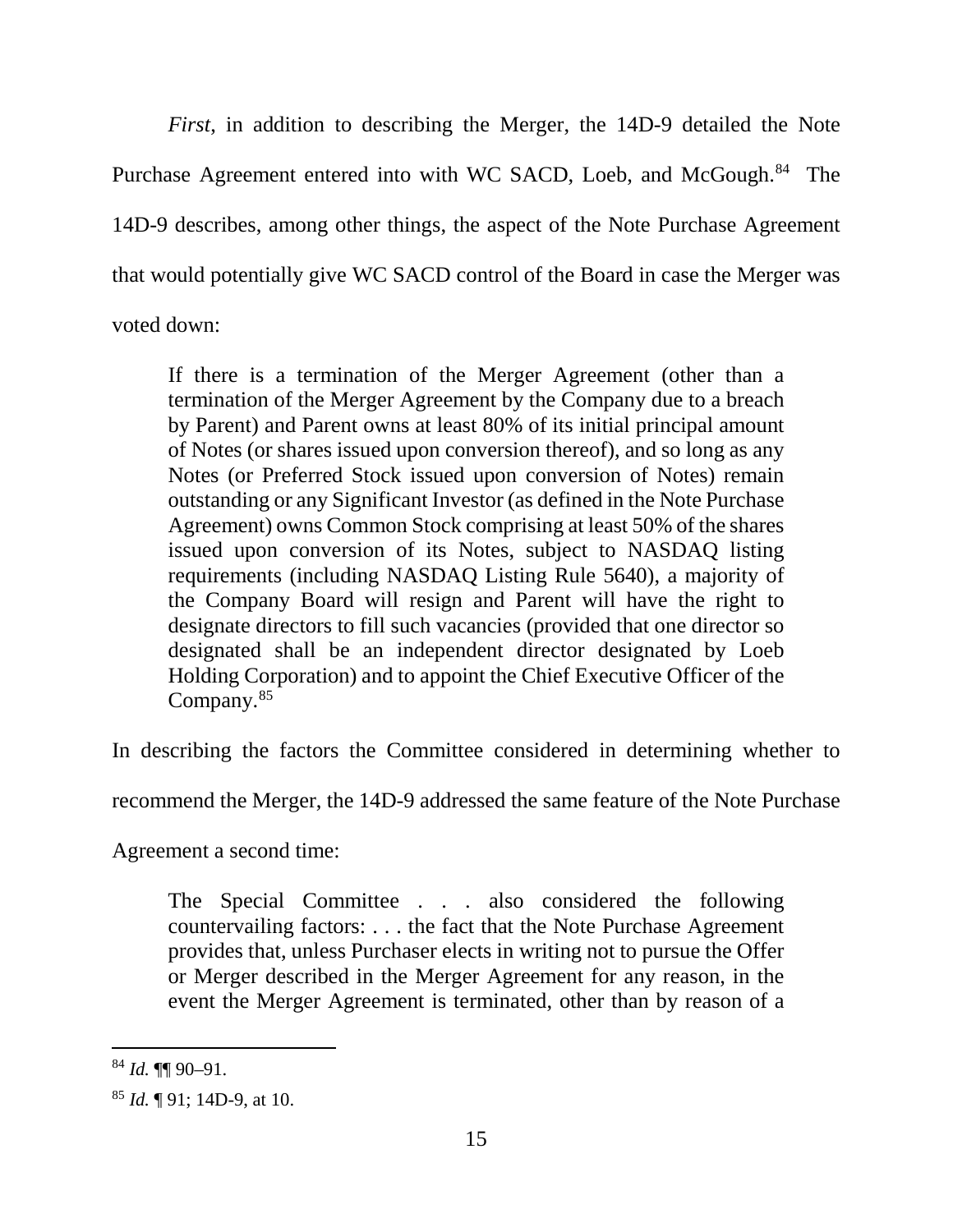*First*, in addition to describing the Merger, the 14D-9 detailed the Note Purchase Agreement entered into with WC SACD, Loeb, and McGough.[84] The 14D-9 describes, among other things, the aspect of the Note Purchase Agreement that would potentially give WC SACD control of the Board in case the Merger was voted down:

> If there is a termination of the Merger Agreement (other than a termination of the Merger Agreement by the Company due to a breach by Parent) and Parent owns at least 80% of its initial principal amount of Notes (or shares issued upon conversion thereof), and so long as any Notes (or Preferred Stock issued upon conversion of Notes) remain outstanding or any Significant Investor (as defined in the Note Purchase Agreement) owns Common Stock comprising at least 50% of the shares issued upon conversion of its Notes, subject to NASDAQ listing requirements (including NASDAQ Listing Rule 5640), a majority of the Company Board will resign and Parent will have the right to designate directors to fill such vacancies (provided that one director so designated shall be an independent director designated by Loeb Holding Corporation) and to appoint the Chief Executive Officer of the Company.[85]

In describing the factors the Committee considered in determining whether to recommend the Merger, the 14D-9 addressed the same feature of the Note Purchase Agreement a second time:

> The Special Committee . . . also considered the following countervailing factors: . . . the fact that the Note Purchase Agreement provides that, unless Purchaser elects in writing not to pursue the Offer or Merger described in the Merger Agreement for any reason, in the event the Merger Agreement is terminated, other than by reason of a

---

[84] *Id.* ¶¶ 90–91.

[85] *Id.* ¶ 91; 14D-9, at 10.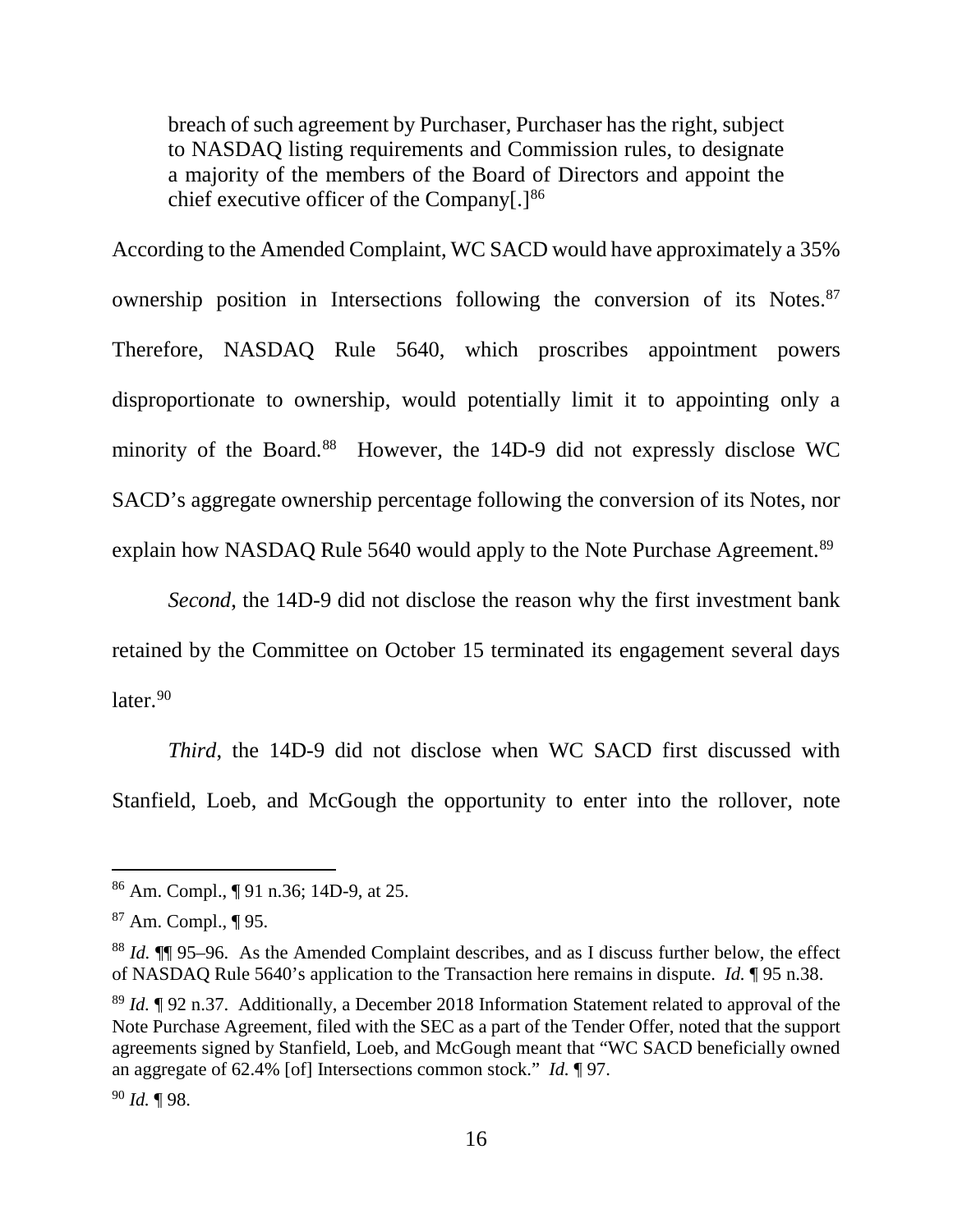> breach of such agreement by Purchaser, Purchaser has the right, subject to NASDAQ listing requirements and Commission rules, to designate a majority of the members of the Board of Directors and appoint the chief executive officer of the Company[.][86]

According to the Amended Complaint, WC SACD would have approximately a 35% ownership position in Intersections following the conversion of its Notes.[87] Therefore, NASDAQ Rule 5640, which proscribes appointment powers disproportionate to ownership, would potentially limit it to appointing only a minority of the Board.[88] However, the 14D-9 did not expressly disclose WC SACD's aggregate ownership percentage following the conversion of its Notes, nor explain how NASDAQ Rule 5640 would apply to the Note Purchase Agreement.[89]

*Second*, the 14D-9 did not disclose the reason why the first investment bank retained by the Committee on October 15 terminated its engagement several days later.[90]

*Third*, the 14D-9 did not disclose when WC SACD first discussed with Stanfield, Loeb, and McGough the opportunity to enter into the rollover, note

---

[86] Am. Compl., ¶ 91 n.36; 14D-9, at 25.

[87] Am. Compl., ¶ 95.

[88] *Id.* ¶¶ 95–96. As the Amended Complaint describes, and as I discuss further below, the effect of NASDAQ Rule 5640's application to the Transaction here remains in dispute. *Id.* ¶ 95 n.38.

[89] *Id.* ¶ 92 n.37. Additionally, a December 2018 Information Statement related to approval of the Note Purchase Agreement, filed with the SEC as a part of the Tender Offer, noted that the support agreements signed by Stanfield, Loeb, and McGough meant that "WC SACD beneficially owned an aggregate of 62.4% [of] Intersections common stock." *Id.* ¶ 97.

[90] *Id.* ¶ 98.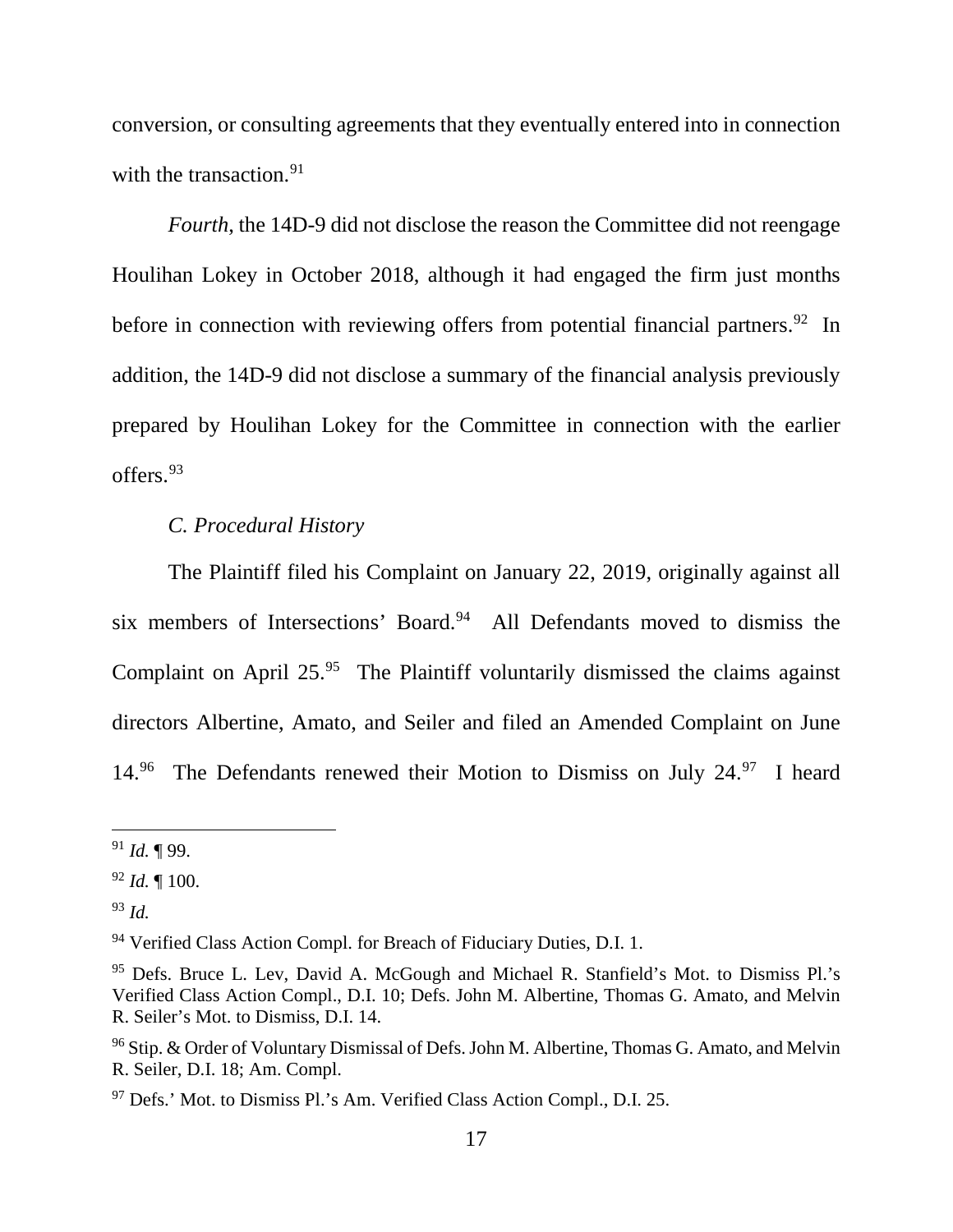conversion, or consulting agreements that they eventually entered into in connection with the transaction.[91]

*Fourth*, the 14D-9 did not disclose the reason the Committee did not reengage Houlihan Lokey in October 2018, although it had engaged the firm just months before in connection with reviewing offers from potential financial partners.[92] In addition, the 14D-9 did not disclose a summary of the financial analysis previously prepared by Houlihan Lokey for the Committee in connection with the earlier offers.[93]

*C. Procedural History*

The Plaintiff filed his Complaint on January 22, 2019, originally against all six members of Intersections' Board.[94] All Defendants moved to dismiss the Complaint on April 25.[95] The Plaintiff voluntarily dismissed the claims against directors Albertine, Amato, and Seiler and filed an Amended Complaint on June 14.[96] The Defendants renewed their Motion to Dismiss on July 24.[97] I heard

---

[91] *Id.* ¶ 99.

[92] *Id.* ¶ 100.

[93] *Id.*

[94] Verified Class Action Compl. for Breach of Fiduciary Duties, D.I. 1.

[95] Defs. Bruce L. Lev, David A. McGough and Michael R. Stanfield's Mot. to Dismiss Pl.'s Verified Class Action Compl., D.I. 10; Defs. John M. Albertine, Thomas G. Amato, and Melvin R. Seiler's Mot. to Dismiss, D.I. 14.

[96] Stip. & Order of Voluntary Dismissal of Defs. John M. Albertine, Thomas G. Amato, and Melvin R. Seiler, D.I. 18; Am. Compl.

[97] Defs.' Mot. to Dismiss Pl.'s Am. Verified Class Action Compl., D.I. 25.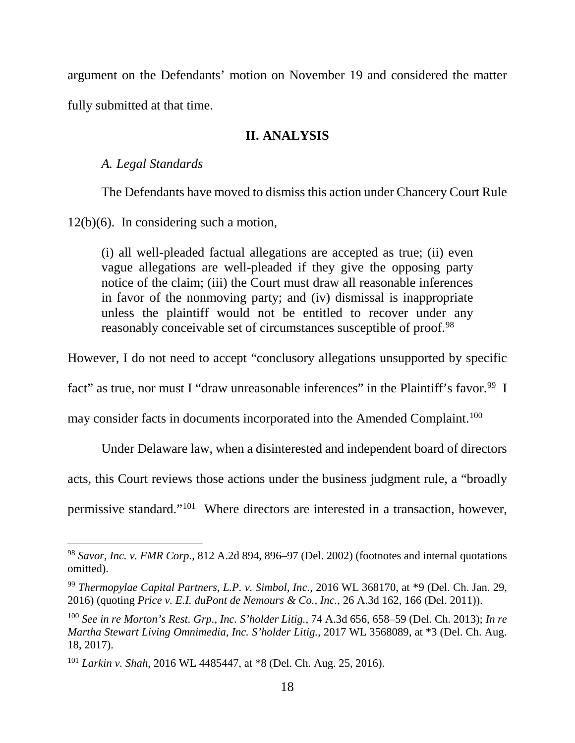argument on the Defendants' motion on November 19 and considered the matter fully submitted at that time.

## II. ANALYSIS

*A. Legal Standards*

The Defendants have moved to dismiss this action under Chancery Court Rule 12(b)(6). In considering such a motion,

> (i) all well-pleaded factual allegations are accepted as true; (ii) even vague allegations are well-pleaded if they give the opposing party notice of the claim; (iii) the Court must draw all reasonable inferences in favor of the nonmoving party; and (iv) dismissal is inappropriate unless the plaintiff would not be entitled to recover under any reasonably conceivable set of circumstances susceptible of proof.[98]

However, I do not need to accept "conclusory allegations unsupported by specific fact" as true, nor must I "draw unreasonable inferences" in the Plaintiff's favor.[99] I may consider facts in documents incorporated into the Amended Complaint.[100]

Under Delaware law, when a disinterested and independent board of directors acts, this Court reviews those actions under the business judgment rule, a "broadly permissive standard."[101] Where directors are interested in a transaction, however,

---

[98] *Savor, Inc. v. FMR Corp.*, 812 A.2d 894, 896–97 (Del. 2002) (footnotes and internal quotations omitted).

[99] *Thermopylae Capital Partners, L.P. v. Simbol, Inc.*, 2016 WL 368170, at *9 (Del. Ch. Jan. 29, 2016) (quoting *Price v. E.I. duPont de Nemours & Co., Inc.*, 26 A.3d 162, 166 (Del. 2011)).

[100] *See in re Morton's Rest. Grp., Inc. S'holder Litig.*, 74 A.3d 656, 658–59 (Del. Ch. 2013); *In re Martha Stewart Living Omnimedia, Inc. S'holder Litig.*, 2017 WL 3568089, at *3 (Del. Ch. Aug. 18, 2017).

[101] *Larkin v. Shah*, 2016 WL 4485447, at *8 (Del. Ch. Aug. 25, 2016).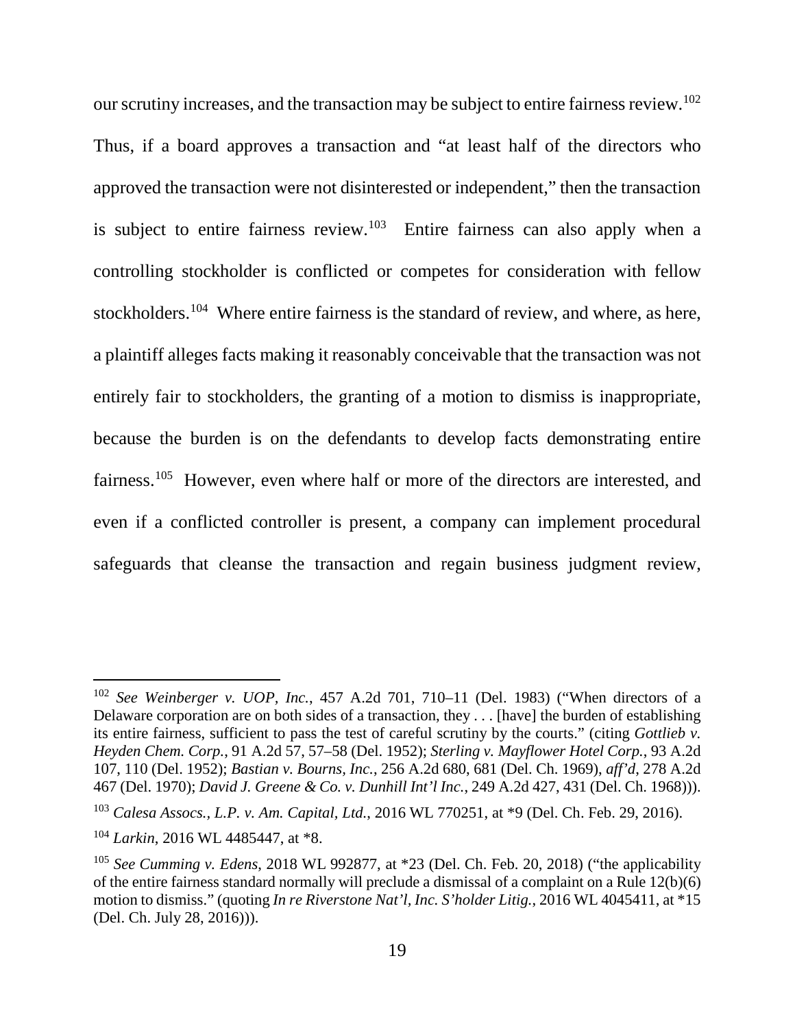our scrutiny increases, and the transaction may be subject to entire fairness review.[102] Thus, if a board approves a transaction and "at least half of the directors who approved the transaction were not disinterested or independent," then the transaction is subject to entire fairness review.[103] Entire fairness can also apply when a controlling stockholder is conflicted or competes for consideration with fellow stockholders.[104] Where entire fairness is the standard of review, and where, as here, a plaintiff alleges facts making it reasonably conceivable that the transaction was not entirely fair to stockholders, the granting of a motion to dismiss is inappropriate, because the burden is on the defendants to develop facts demonstrating entire fairness.[105] However, even where half or more of the directors are interested, and even if a conflicted controller is present, a company can implement procedural safeguards that cleanse the transaction and regain business judgment review,

---

[102] *See Weinberger v. UOP, Inc.*, 457 A.2d 701, 710–11 (Del. 1983) ("When directors of a Delaware corporation are on both sides of a transaction, they . . . [have] the burden of establishing its entire fairness, sufficient to pass the test of careful scrutiny by the courts." (citing *Gottlieb v. Heyden Chem. Corp.*, 91 A.2d 57, 57–58 (Del. 1952); *Sterling v. Mayflower Hotel Corp.*, 93 A.2d 107, 110 (Del. 1952); *Bastian v. Bourns, Inc.*, 256 A.2d 680, 681 (Del. Ch. 1969), *aff'd*, 278 A.2d 467 (Del. 1970); *David J. Greene & Co. v. Dunhill Int'l Inc.*, 249 A.2d 427, 431 (Del. Ch. 1968))).

[103] *Calesa Assocs., L.P. v. Am. Capital, Ltd.*, 2016 WL 770251, at *9 (Del. Ch. Feb. 29, 2016).

[104] *Larkin*, 2016 WL 4485447, at *8.

[105] *See Cumming v. Edens*, 2018 WL 992877, at *23 (Del. Ch. Feb. 20, 2018) ("the applicability of the entire fairness standard normally will preclude a dismissal of a complaint on a Rule 12(b)(6) motion to dismiss." (quoting *In re Riverstone Nat'l, Inc. S'holder Litig.*, 2016 WL 4045411, at *15 (Del. Ch. July 28, 2016))).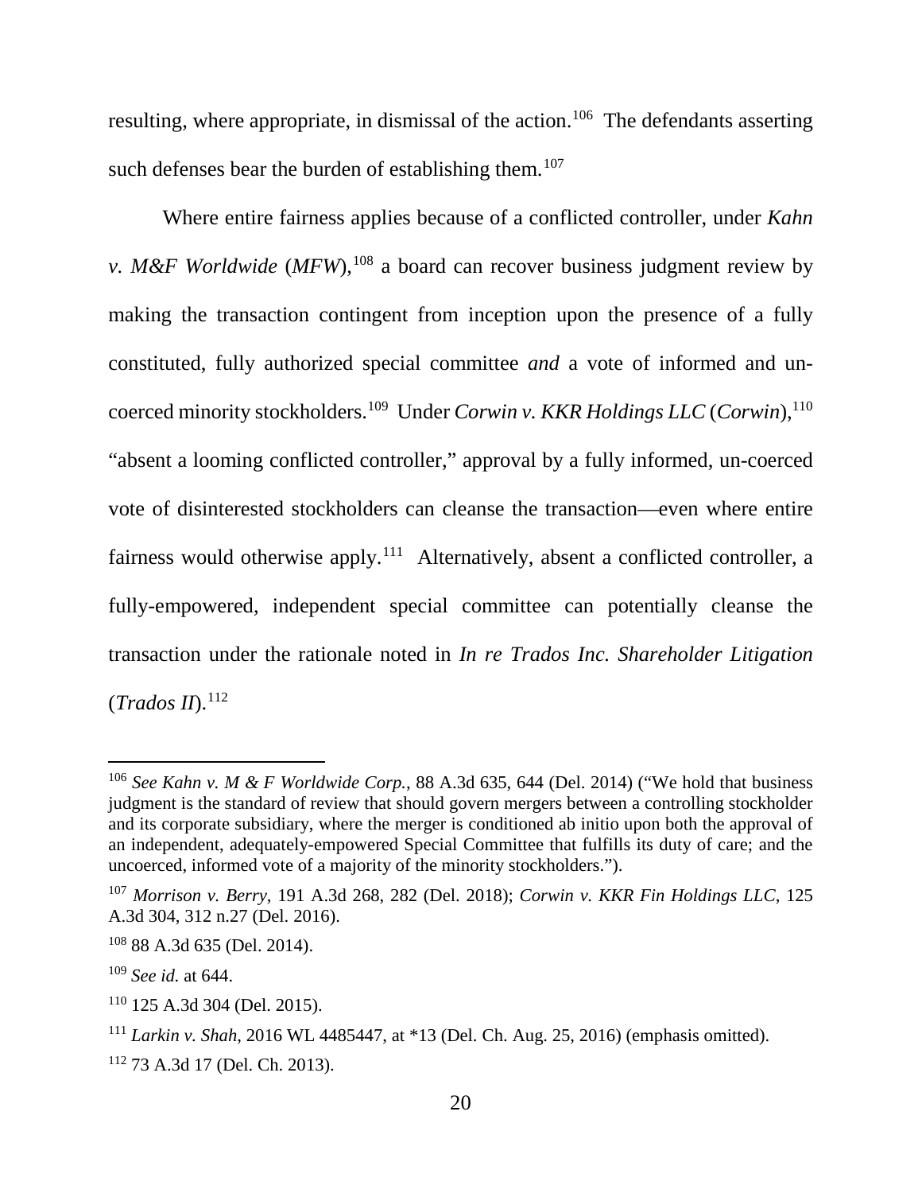resulting, where appropriate, in dismissal of the action.[106] The defendants asserting such defenses bear the burden of establishing them.[107]

Where entire fairness applies because of a conflicted controller, under *Kahn v. M&F Worldwide* (*MFW*),[108] a board can recover business judgment review by making the transaction contingent from inception upon the presence of a fully constituted, fully authorized special committee *and* a vote of informed and un-coerced minority stockholders.[109] Under *Corwin v. KKR Holdings LLC* (*Corwin*),[110] "absent a looming conflicted controller," approval by a fully informed, un-coerced vote of disinterested stockholders can cleanse the transaction—even where entire fairness would otherwise apply.[111] Alternatively, absent a conflicted controller, a fully-empowered, independent special committee can potentially cleanse the transaction under the rationale noted in *In re Trados Inc. Shareholder Litigation* (*Trados II*).[112]

---

[106] *See Kahn v. M & F Worldwide Corp.*, 88 A.3d 635, 644 (Del. 2014) ("We hold that business judgment is the standard of review that should govern mergers between a controlling stockholder and its corporate subsidiary, where the merger is conditioned ab initio upon both the approval of an independent, adequately-empowered Special Committee that fulfills its duty of care; and the uncoerced, informed vote of a majority of the minority stockholders.").

[107] *Morrison v. Berry*, 191 A.3d 268, 282 (Del. 2018); *Corwin v. KKR Fin Holdings LLC*, 125 A.3d 304, 312 n.27 (Del. 2016).

[108] 88 A.3d 635 (Del. 2014).

[109] *See id.* at 644.

[110] 125 A.3d 304 (Del. 2015).

[111] *Larkin v. Shah*, 2016 WL 4485447, at *13 (Del. Ch. Aug. 25, 2016) (emphasis omitted).

[112] 73 A.3d 17 (Del. Ch. 2013).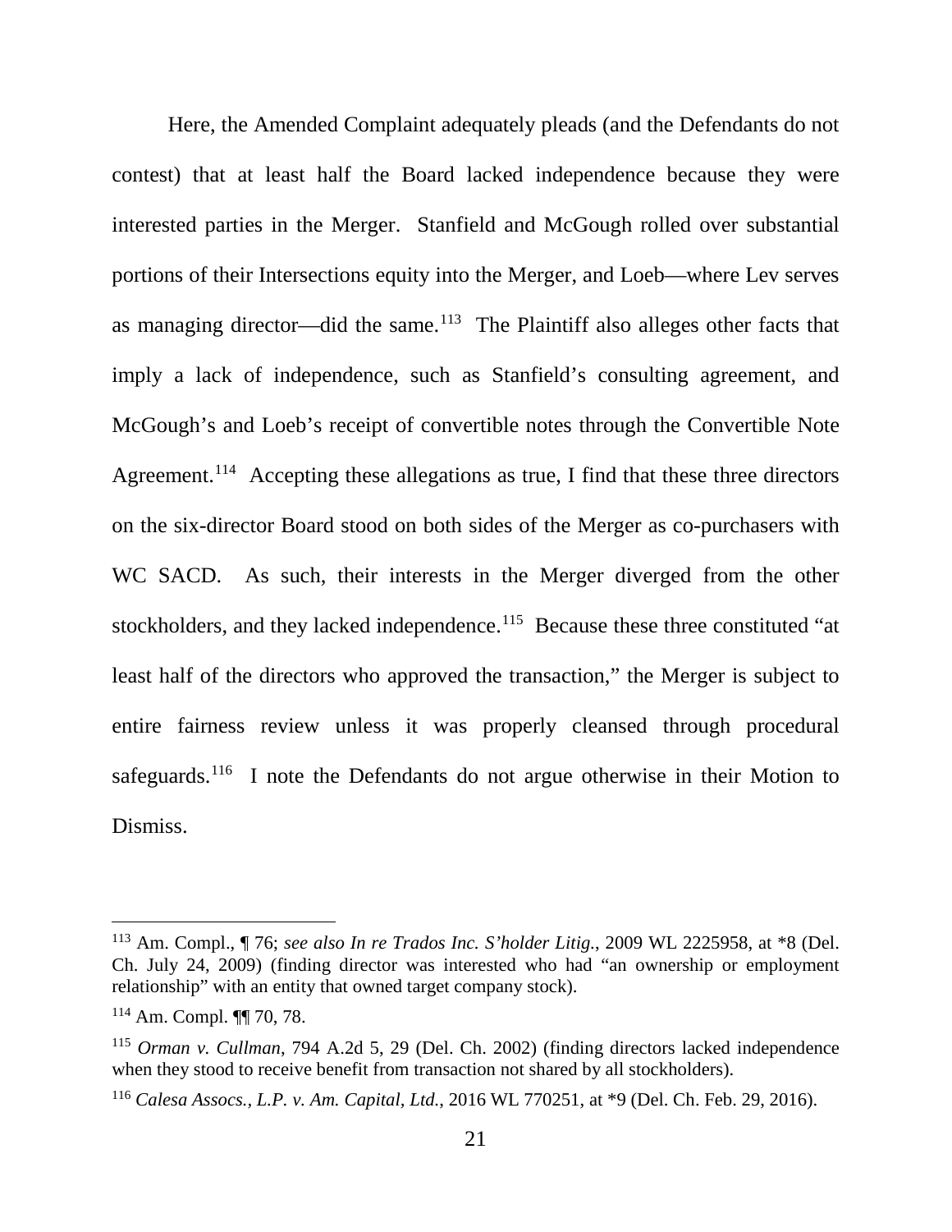Here, the Amended Complaint adequately pleads (and the Defendants do not contest) that at least half the Board lacked independence because they were interested parties in the Merger. Stanfield and McGough rolled over substantial portions of their Intersections equity into the Merger, and Loeb—where Lev serves as managing director—did the same.[113] The Plaintiff also alleges other facts that imply a lack of independence, such as Stanfield's consulting agreement, and McGough's and Loeb's receipt of convertible notes through the Convertible Note Agreement.[114] Accepting these allegations as true, I find that these three directors on the six-director Board stood on both sides of the Merger as co-purchasers with WC SACD. As such, their interests in the Merger diverged from the other stockholders, and they lacked independence.[115] Because these three constituted "at least half of the directors who approved the transaction," the Merger is subject to entire fairness review unless it was properly cleansed through procedural safeguards.[116] I note the Defendants do not argue otherwise in their Motion to Dismiss.

---

[113] Am. Compl., ¶ 76; *see also In re Trados Inc. S'holder Litig.*, 2009 WL 2225958, at *8 (Del. Ch. July 24, 2009) (finding director was interested who had "an ownership or employment relationship" with an entity that owned target company stock).

[114] Am. Compl. ¶¶ 70, 78.

[115] *Orman v. Cullman*, 794 A.2d 5, 29 (Del. Ch. 2002) (finding directors lacked independence when they stood to receive benefit from transaction not shared by all stockholders).

[116] *Calesa Assocs., L.P. v. Am. Capital, Ltd.*, 2016 WL 770251, at *9 (Del. Ch. Feb. 29, 2016).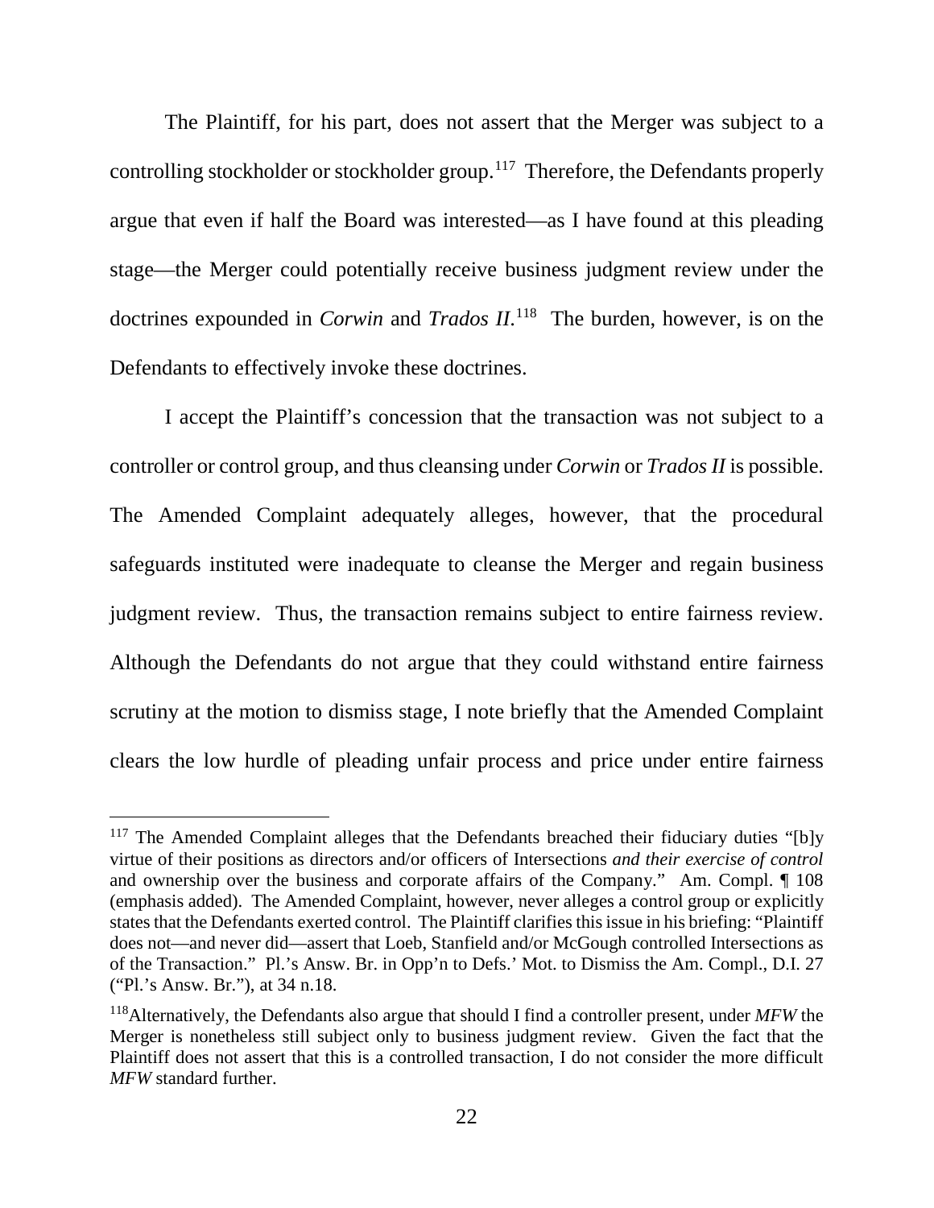The Plaintiff, for his part, does not assert that the Merger was subject to a controlling stockholder or stockholder group.[117] Therefore, the Defendants properly argue that even if half the Board was interested—as I have found at this pleading stage—the Merger could potentially receive business judgment review under the doctrines expounded in *Corwin* and *Trados II*.[118] The burden, however, is on the Defendants to effectively invoke these doctrines.

I accept the Plaintiff's concession that the transaction was not subject to a controller or control group, and thus cleansing under *Corwin* or *Trados II* is possible. The Amended Complaint adequately alleges, however, that the procedural safeguards instituted were inadequate to cleanse the Merger and regain business judgment review. Thus, the transaction remains subject to entire fairness review. Although the Defendants do not argue that they could withstand entire fairness scrutiny at the motion to dismiss stage, I note briefly that the Amended Complaint clears the low hurdle of pleading unfair process and price under entire fairness

---

[117] The Amended Complaint alleges that the Defendants breached their fiduciary duties "[b]y virtue of their positions as directors and/or officers of Intersections *and their exercise of control* and ownership over the business and corporate affairs of the Company." Am. Compl. ¶ 108 (emphasis added). The Amended Complaint, however, never alleges a control group or explicitly states that the Defendants exerted control. The Plaintiff clarifies this issue in his briefing: "Plaintiff does not—and never did—assert that Loeb, Stanfield and/or McGough controlled Intersections as of the Transaction." Pl.'s Answ. Br. in Opp'n to Defs.' Mot. to Dismiss the Am. Compl., D.I. 27 ("Pl.'s Answ. Br."), at 34 n.18.

[118] Alternatively, the Defendants also argue that should I find a controller present, under *MFW* the Merger is nonetheless still subject only to business judgment review. Given the fact that the Plaintiff does not assert that this is a controlled transaction, I do not consider the more difficult *MFW* standard further.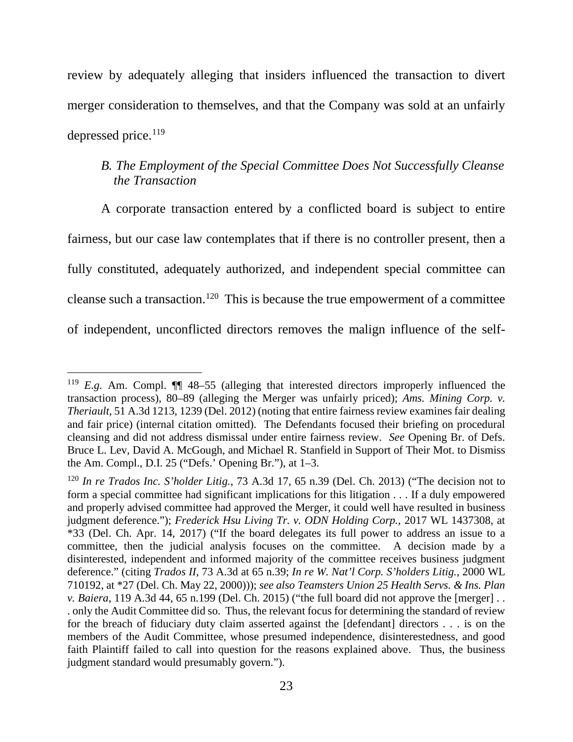review by adequately alleging that insiders influenced the transaction to divert merger consideration to themselves, and that the Company was sold at an unfairly depressed price.[119]

### *B. The Employment of the Special Committee Does Not Successfully Cleanse the Transaction*

A corporate transaction entered by a conflicted board is subject to entire fairness, but our case law contemplates that if there is no controller present, then a fully constituted, adequately authorized, and independent special committee can cleanse such a transaction.[120] This is because the true empowerment of a committee of independent, unconflicted directors removes the malign influence of the self-

---

[119] *E.g.* Am. Compl. ¶¶ 48–55 (alleging that interested directors improperly influenced the transaction process), 80–89 (alleging the Merger was unfairly priced); *Ams. Mining Corp. v. Theriault*, 51 A.3d 1213, 1239 (Del. 2012) (noting that entire fairness review examines fair dealing and fair price) (internal citation omitted). The Defendants focused their briefing on procedural cleansing and did not address dismissal under entire fairness review. *See* Opening Br. of Defs. Bruce L. Lev, David A. McGough, and Michael R. Stanfield in Support of Their Mot. to Dismiss the Am. Compl., D.I. 25 ("Defs.' Opening Br."), at 1–3.

[120] *In re Trados Inc. S'holder Litig.*, 73 A.3d 17, 65 n.39 (Del. Ch. 2013) ("The decision not to form a special committee had significant implications for this litigation . . . If a duly empowered and properly advised committee had approved the Merger, it could well have resulted in business judgment deference."); *Frederick Hsu Living Tr. v. ODN Holding Corp.*, 2017 WL 1437308, at \*33 (Del. Ch. Apr. 14, 2017) ("If the board delegates its full power to address an issue to a committee, then the judicial analysis focuses on the committee. A decision made by a disinterested, independent and informed majority of the committee receives business judgment deference." (citing *Trados II*, 73 A.3d at 65 n.39; *In re W. Nat'l Corp. S'holders Litig.*, 2000 WL 710192, at \*27 (Del. Ch. May 22, 2000))); *see also Teamsters Union 25 Health Servs. & Ins. Plan v. Baiera*, 119 A.3d 44, 65 n.199 (Del. Ch. 2015) ("the full board did not approve the [merger] . . . only the Audit Committee did so. Thus, the relevant focus for determining the standard of review for the breach of fiduciary duty claim asserted against the [defendant] directors . . . is on the members of the Audit Committee, whose presumed independence, disinterestedness, and good faith Plaintiff failed to call into question for the reasons explained above. Thus, the business judgment standard would presumably govern.").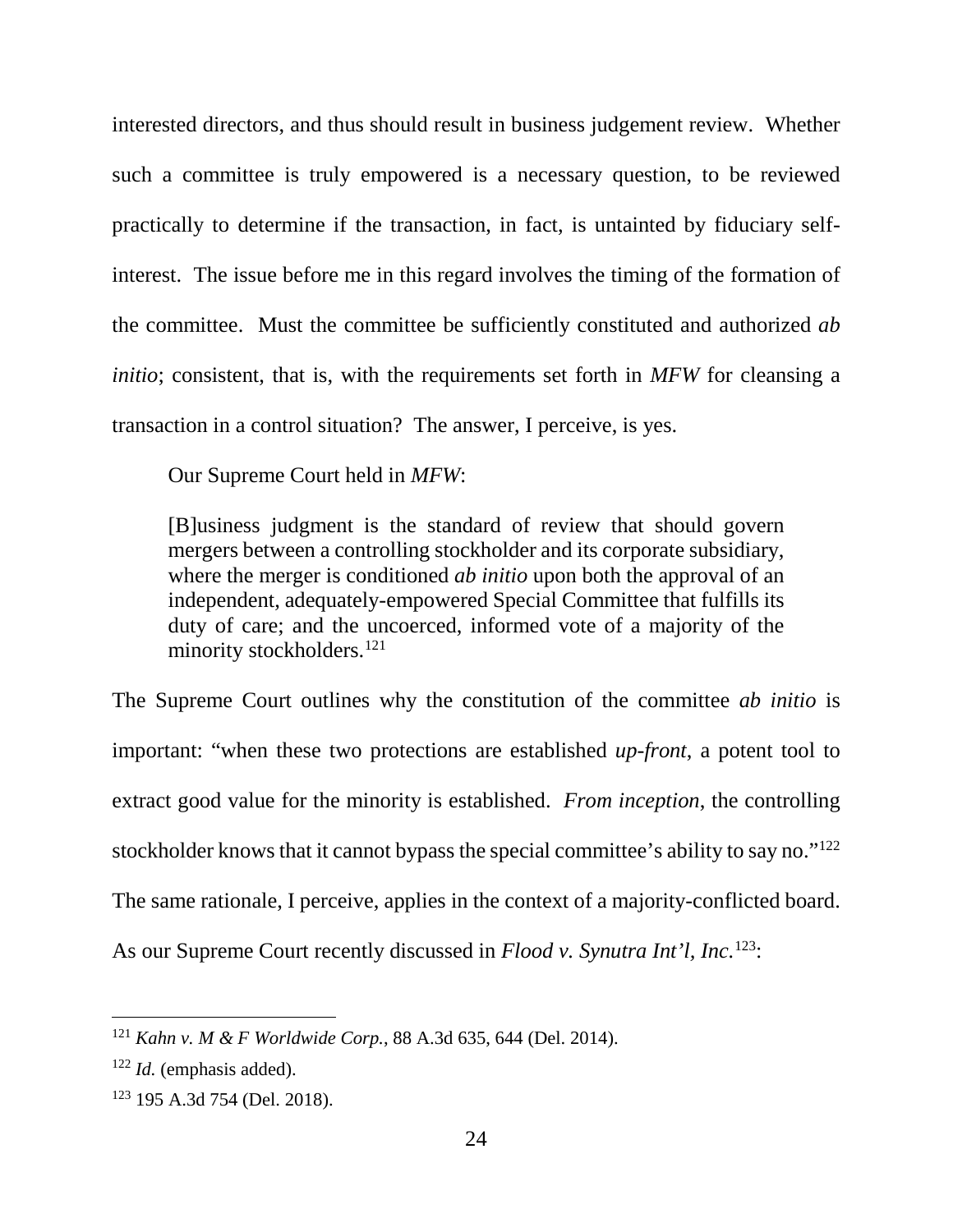interested directors, and thus should result in business judgement review. Whether such a committee is truly empowered is a necessary question, to be reviewed practically to determine if the transaction, in fact, is untainted by fiduciary self-interest. The issue before me in this regard involves the timing of the formation of the committee. Must the committee be sufficiently constituted and authorized *ab initio*; consistent, that is, with the requirements set forth in *MFW* for cleansing a transaction in a control situation? The answer, I perceive, is yes.

Our Supreme Court held in *MFW*:

> [B]usiness judgment is the standard of review that should govern mergers between a controlling stockholder and its corporate subsidiary, where the merger is conditioned *ab initio* upon both the approval of an independent, adequately-empowered Special Committee that fulfills its duty of care; and the uncoerced, informed vote of a majority of the minority stockholders.[121]

The Supreme Court outlines why the constitution of the committee *ab initio* is important: "when these two protections are established *up-front*, a potent tool to extract good value for the minority is established. *From inception*, the controlling stockholder knows that it cannot bypass the special committee's ability to say no."[122] The same rationale, I perceive, applies in the context of a majority-conflicted board. As our Supreme Court recently discussed in *Flood v. Synutra Int'l, Inc.*[123]:

---

[121] *Kahn v. M & F Worldwide Corp.*, 88 A.3d 635, 644 (Del. 2014).

[122] *Id.* (emphasis added).

[123] 195 A.3d 754 (Del. 2018).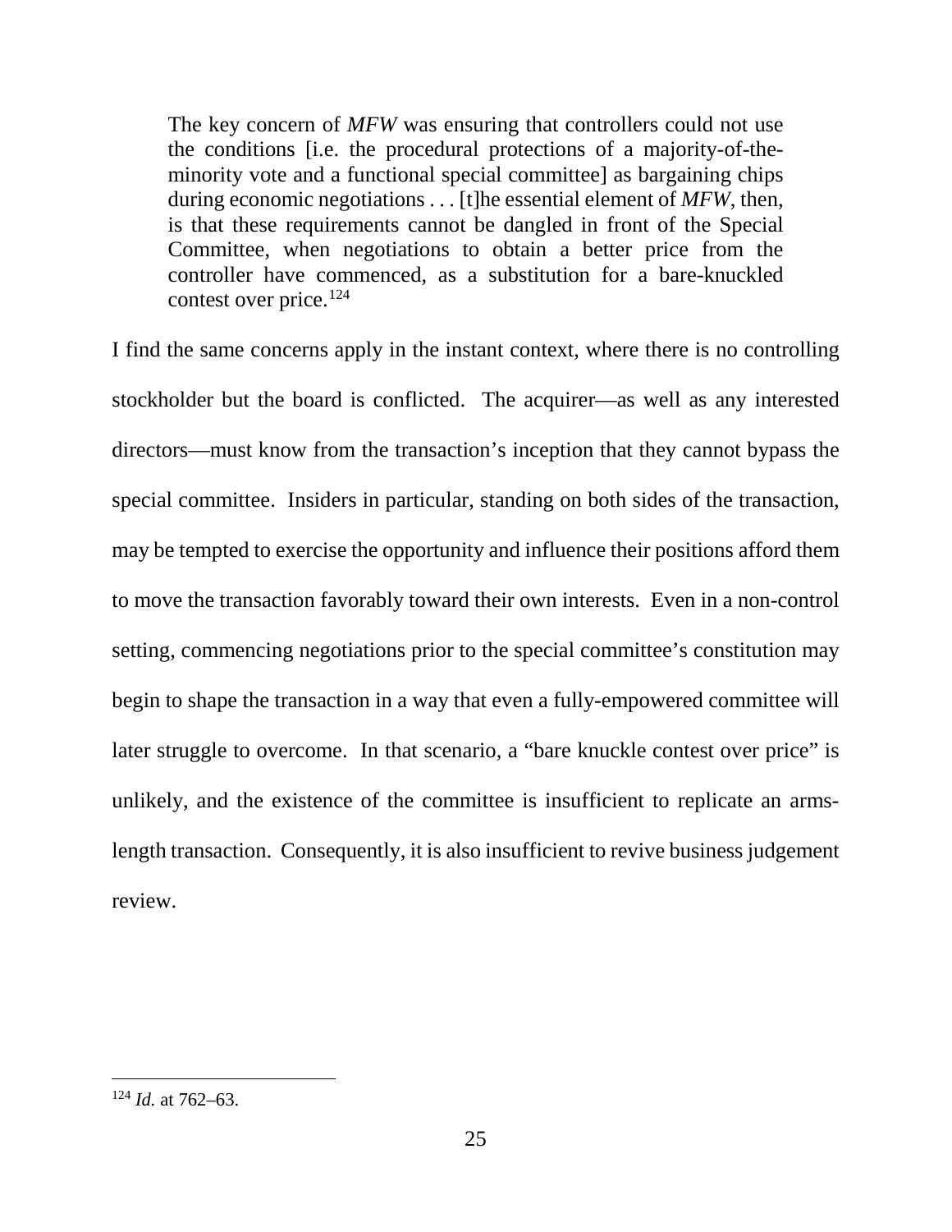> The key concern of *MFW* was ensuring that controllers could not use the conditions [i.e. the procedural protections of a majority-of-the-minority vote and a functional special committee] as bargaining chips during economic negotiations . . . [t]he essential element of *MFW*, then, is that these requirements cannot be dangled in front of the Special Committee, when negotiations to obtain a better price from the controller have commenced, as a substitution for a bare-knuckled contest over price.[124]

I find the same concerns apply in the instant context, where there is no controlling stockholder but the board is conflicted. The acquirer—as well as any interested directors—must know from the transaction's inception that they cannot bypass the special committee. Insiders in particular, standing on both sides of the transaction, may be tempted to exercise the opportunity and influence their positions afford them to move the transaction favorably toward their own interests. Even in a non-control setting, commencing negotiations prior to the special committee's constitution may begin to shape the transaction in a way that even a fully-empowered committee will later struggle to overcome. In that scenario, a "bare knuckle contest over price" is unlikely, and the existence of the committee is insufficient to replicate an arms-length transaction. Consequently, it is also insufficient to revive business judgement review.

---

[124] *Id.* at 762–63.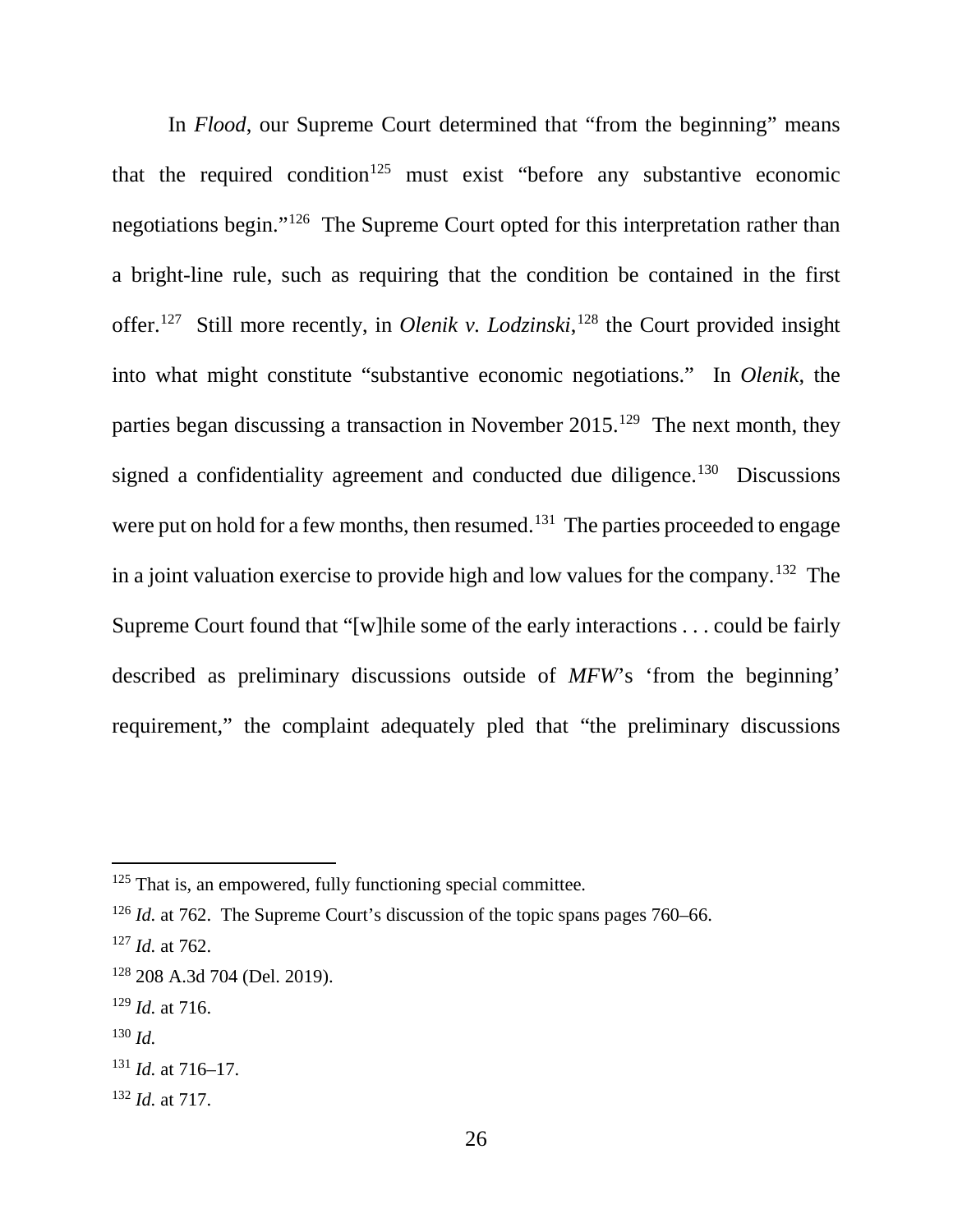In *Flood*, our Supreme Court determined that "from the beginning" means that the required condition[125] must exist "before any substantive economic negotiations begin."[126] The Supreme Court opted for this interpretation rather than a bright-line rule, such as requiring that the condition be contained in the first offer.[127] Still more recently, in *Olenik v. Lodzinski*,[128] the Court provided insight into what might constitute "substantive economic negotiations." In *Olenik*, the parties began discussing a transaction in November 2015.[129] The next month, they signed a confidentiality agreement and conducted due diligence.[130] Discussions were put on hold for a few months, then resumed.[131] The parties proceeded to engage in a joint valuation exercise to provide high and low values for the company.[132] The Supreme Court found that "[w]hile some of the early interactions . . . could be fairly described as preliminary discussions outside of *MFW*'s 'from the beginning' requirement," the complaint adequately pled that "the preliminary discussions

---

[125] That is, an empowered, fully functioning special committee.

[126] *Id.* at 762. The Supreme Court's discussion of the topic spans pages 760–66.

[127] *Id.* at 762.

[128] 208 A.3d 704 (Del. 2019).

[129] *Id.* at 716.

[130] *Id.*

[131] *Id.* at 716–17.

[132] *Id.* at 717.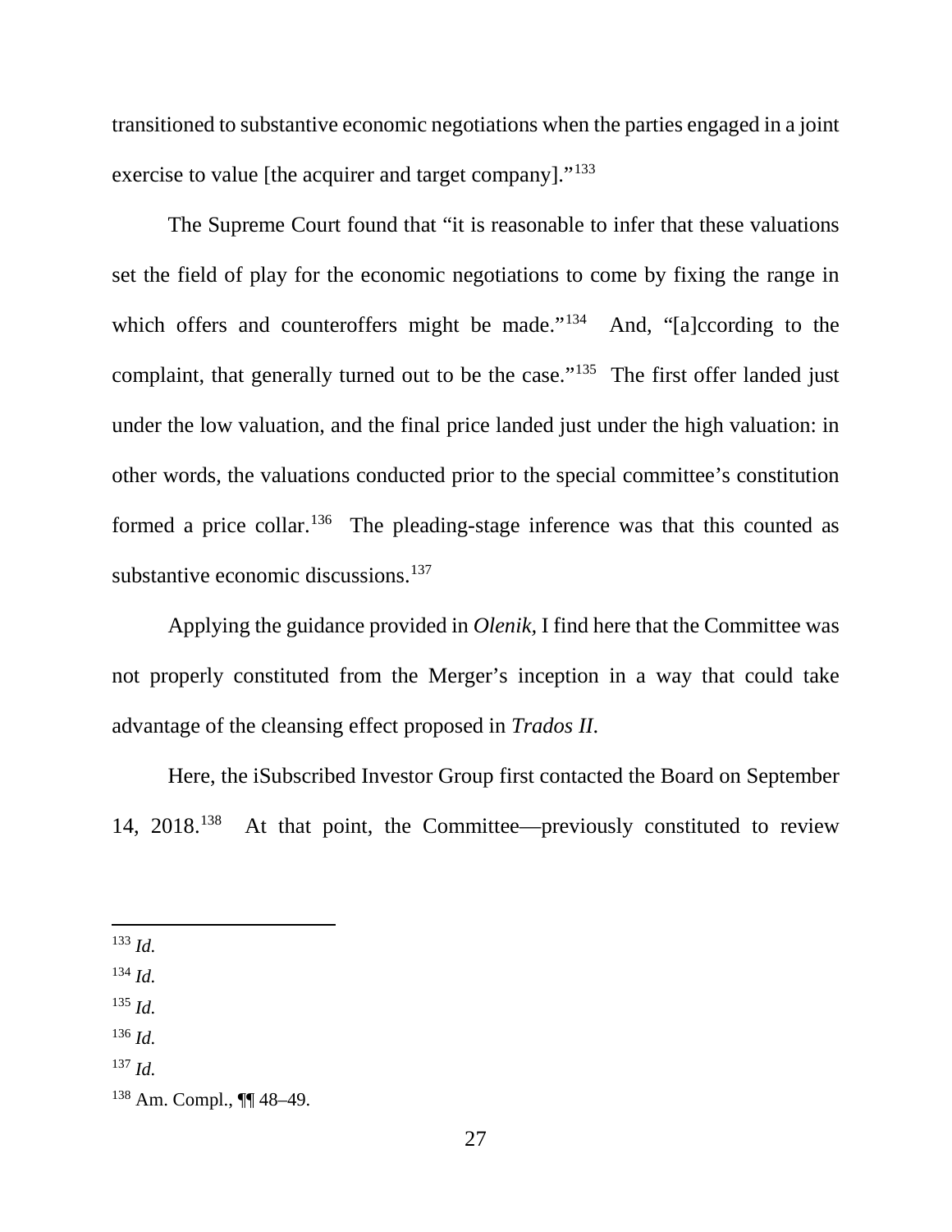transitioned to substantive economic negotiations when the parties engaged in a joint exercise to value [the acquirer and target company]."[133]

The Supreme Court found that "it is reasonable to infer that these valuations set the field of play for the economic negotiations to come by fixing the range in which offers and counteroffers might be made."[134] And, "[a]ccording to the complaint, that generally turned out to be the case."[135] The first offer landed just under the low valuation, and the final price landed just under the high valuation: in other words, the valuations conducted prior to the special committee's constitution formed a price collar.[136] The pleading-stage inference was that this counted as substantive economic discussions.[137]

Applying the guidance provided in *Olenik,* I find here that the Committee was not properly constituted from the Merger's inception in a way that could take advantage of the cleansing effect proposed in *Trados II*.

Here, the iSubscribed Investor Group first contacted the Board on September 14, 2018.[138] At that point, the Committee—previously constituted to review

---

[133] *Id.*

[134] *Id.*

[135] *Id.*

[136] *Id.*

[137] *Id.*

[138] Am. Compl., ¶¶ 48–49.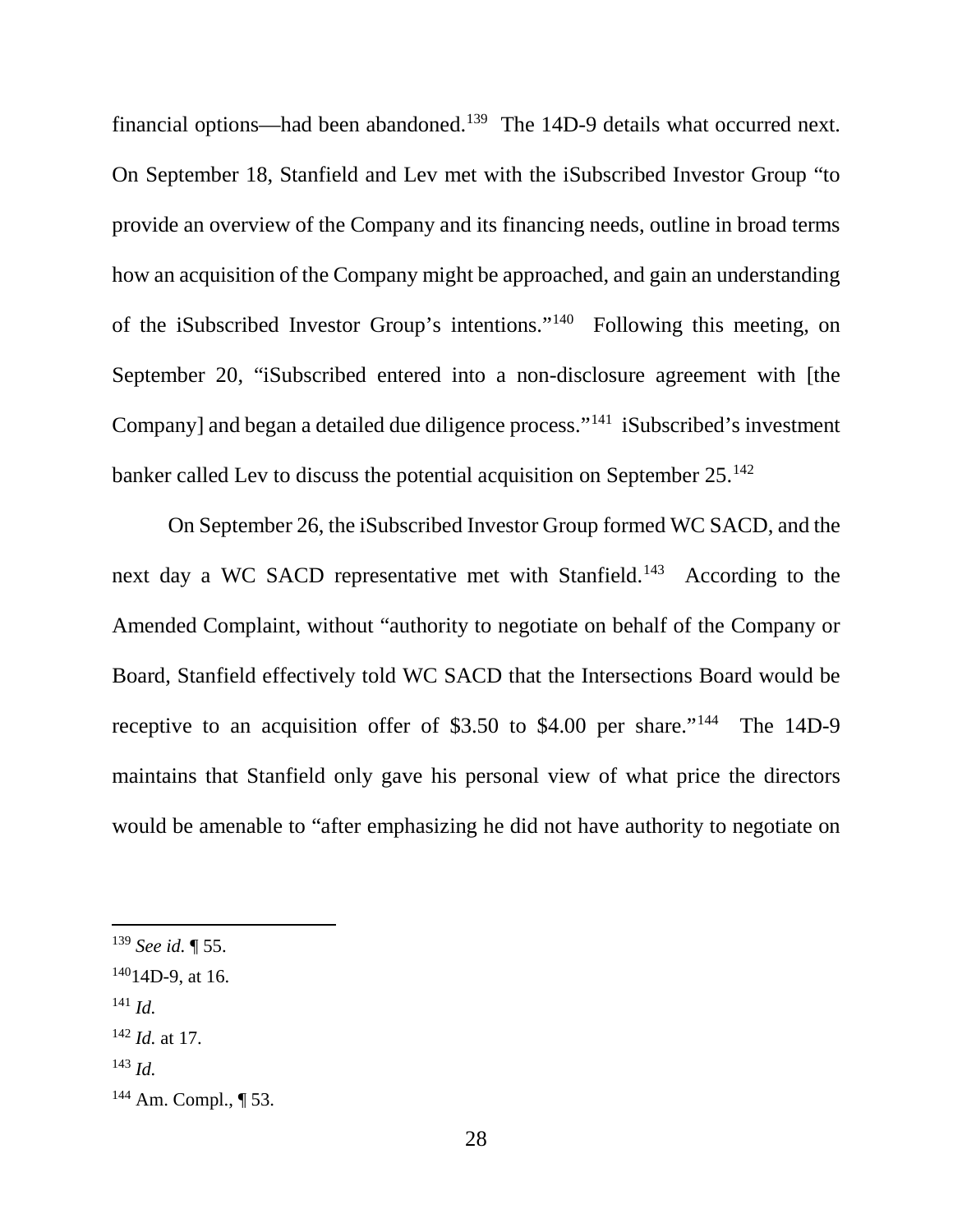financial options—had been abandoned.[139] The 14D-9 details what occurred next. On September 18, Stanfield and Lev met with the iSubscribed Investor Group "to provide an overview of the Company and its financing needs, outline in broad terms how an acquisition of the Company might be approached, and gain an understanding of the iSubscribed Investor Group's intentions."[140] Following this meeting, on September 20, "iSubscribed entered into a non-disclosure agreement with [the Company] and began a detailed due diligence process."[141] iSubscribed's investment banker called Lev to discuss the potential acquisition on September 25.[142]

On September 26, the iSubscribed Investor Group formed WC SACD, and the next day a WC SACD representative met with Stanfield.[143] According to the Amended Complaint, without "authority to negotiate on behalf of the Company or Board, Stanfield effectively told WC SACD that the Intersections Board would be receptive to an acquisition offer of $3.50 to $4.00 per share."[144] The 14D-9 maintains that Stanfield only gave his personal view of what price the directors would be amenable to "after emphasizing he did not have authority to negotiate on

[139] *See id.* ¶ 55.

[140] 14D-9, at 16.

[141] *Id.*

[142] *Id.* at 17.

[143] *Id.*

[144] Am. Compl., ¶ 53.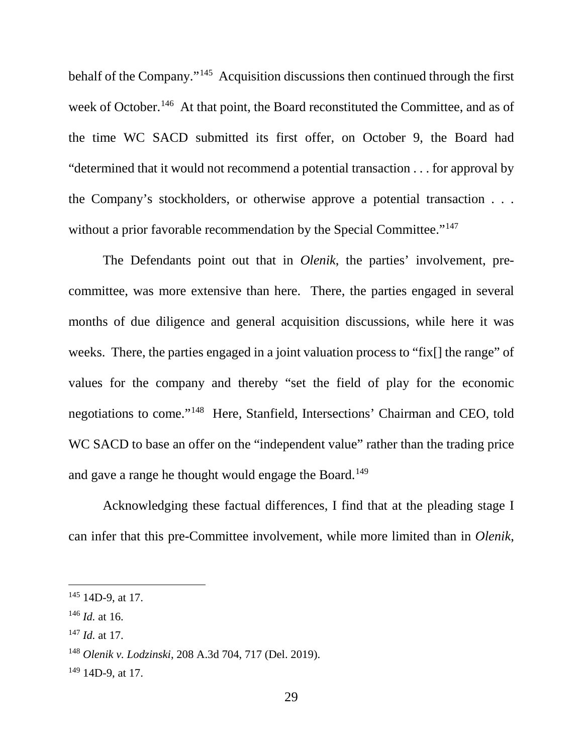behalf of the Company."[145] Acquisition discussions then continued through the first week of October.[146] At that point, the Board reconstituted the Committee, and as of the time WC SACD submitted its first offer, on October 9, the Board had "determined that it would not recommend a potential transaction . . . for approval by the Company's stockholders, or otherwise approve a potential transaction . . . without a prior favorable recommendation by the Special Committee."[147]

The Defendants point out that in *Olenik*, the parties' involvement, pre-committee, was more extensive than here. There, the parties engaged in several months of due diligence and general acquisition discussions, while here it was weeks. There, the parties engaged in a joint valuation process to "fix[] the range" of values for the company and thereby "set the field of play for the economic negotiations to come."[148] Here, Stanfield, Intersections' Chairman and CEO, told WC SACD to base an offer on the "independent value" rather than the trading price and gave a range he thought would engage the Board.[149]

Acknowledging these factual differences, I find that at the pleading stage I can infer that this pre-Committee involvement, while more limited than in *Olenik*,

---

[145] 14D-9, at 17.

[146] *Id.* at 16.

[147] *Id.* at 17.

[148] *Olenik v. Lodzinski*, 208 A.3d 704, 717 (Del. 2019).

[149] 14D-9, at 17.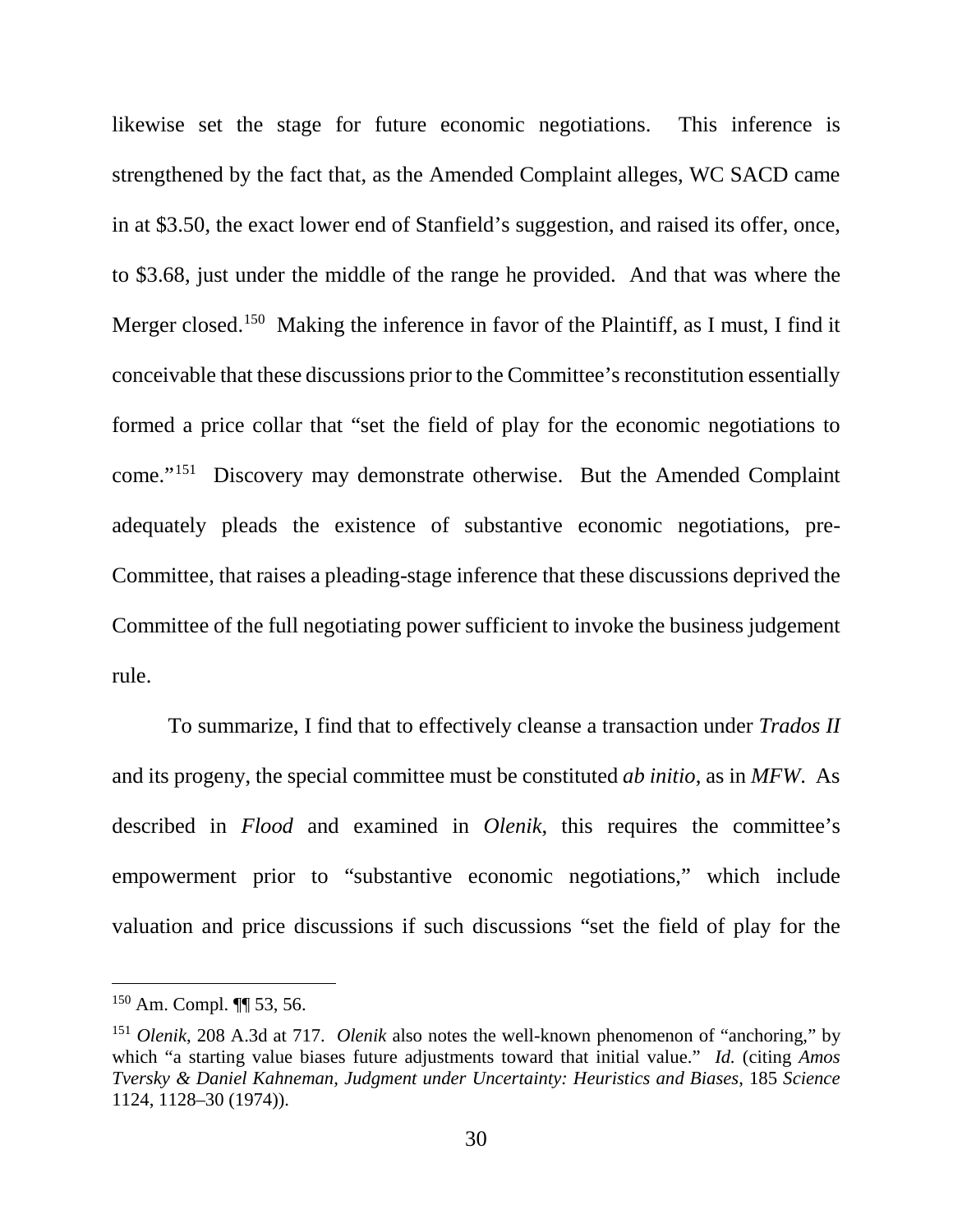likewise set the stage for future economic negotiations. This inference is strengthened by the fact that, as the Amended Complaint alleges, WC SACD came in at $3.50, the exact lower end of Stanfield's suggestion, and raised its offer, once, to $3.68, just under the middle of the range he provided. And that was where the Merger closed.[150] Making the inference in favor of the Plaintiff, as I must, I find it conceivable that these discussions prior to the Committee's reconstitution essentially formed a price collar that "set the field of play for the economic negotiations to come."[151] Discovery may demonstrate otherwise. But the Amended Complaint adequately pleads the existence of substantive economic negotiations, pre-Committee, that raises a pleading-stage inference that these discussions deprived the Committee of the full negotiating power sufficient to invoke the business judgement rule.

To summarize, I find that to effectively cleanse a transaction under *Trados II* and its progeny, the special committee must be constituted *ab initio*, as in *MFW*. As described in *Flood* and examined in *Olenik*, this requires the committee's empowerment prior to "substantive economic negotiations," which include valuation and price discussions if such discussions "set the field of play for the

---

[150] Am. Compl. ¶¶ 53, 56.

[151] *Olenik*, 208 A.3d at 717. *Olenik* also notes the well-known phenomenon of "anchoring," by which "a starting value biases future adjustments toward that initial value." *Id.* (citing *Amos Tversky & Daniel Kahneman, Judgment under Uncertainty: Heuristics and Biases*, 185 *Science* 1124, 1128–30 (1974)).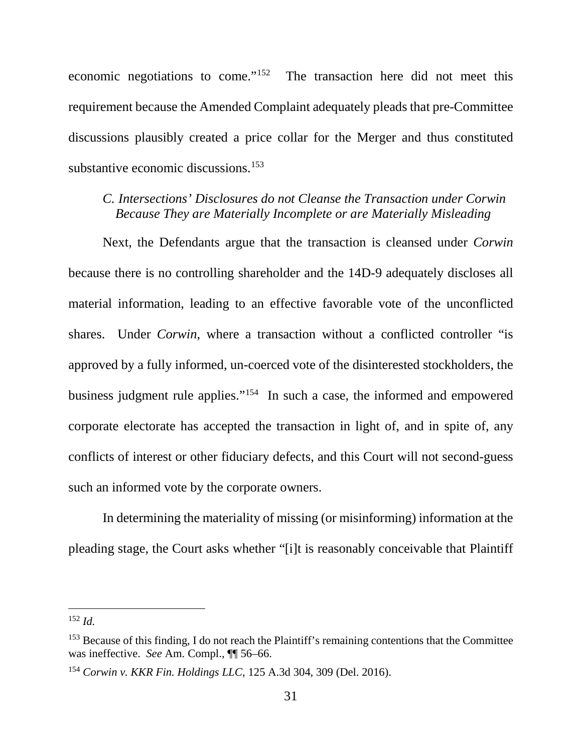economic negotiations to come."[152] The transaction here did not meet this requirement because the Amended Complaint adequately pleads that pre-Committee discussions plausibly created a price collar for the Merger and thus constituted substantive economic discussions.[153]

### *C. Intersections' Disclosures do not Cleanse the Transaction under Corwin Because They are Materially Incomplete or are Materially Misleading*

Next, the Defendants argue that the transaction is cleansed under *Corwin* because there is no controlling shareholder and the 14D-9 adequately discloses all material information, leading to an effective favorable vote of the unconflicted shares. Under *Corwin*, where a transaction without a conflicted controller "is approved by a fully informed, un-coerced vote of the disinterested stockholders, the business judgment rule applies."[154] In such a case, the informed and empowered corporate electorate has accepted the transaction in light of, and in spite of, any conflicts of interest or other fiduciary defects, and this Court will not second-guess such an informed vote by the corporate owners.

In determining the materiality of missing (or misinforming) information at the pleading stage, the Court asks whether "[i]t is reasonably conceivable that Plaintiff

---

[152] *Id.*

[153] Because of this finding, I do not reach the Plaintiff's remaining contentions that the Committee was ineffective. *See* Am. Compl., ¶¶ 56–66.

[154] *Corwin v. KKR Fin. Holdings LLC*, 125 A.3d 304, 309 (Del. 2016).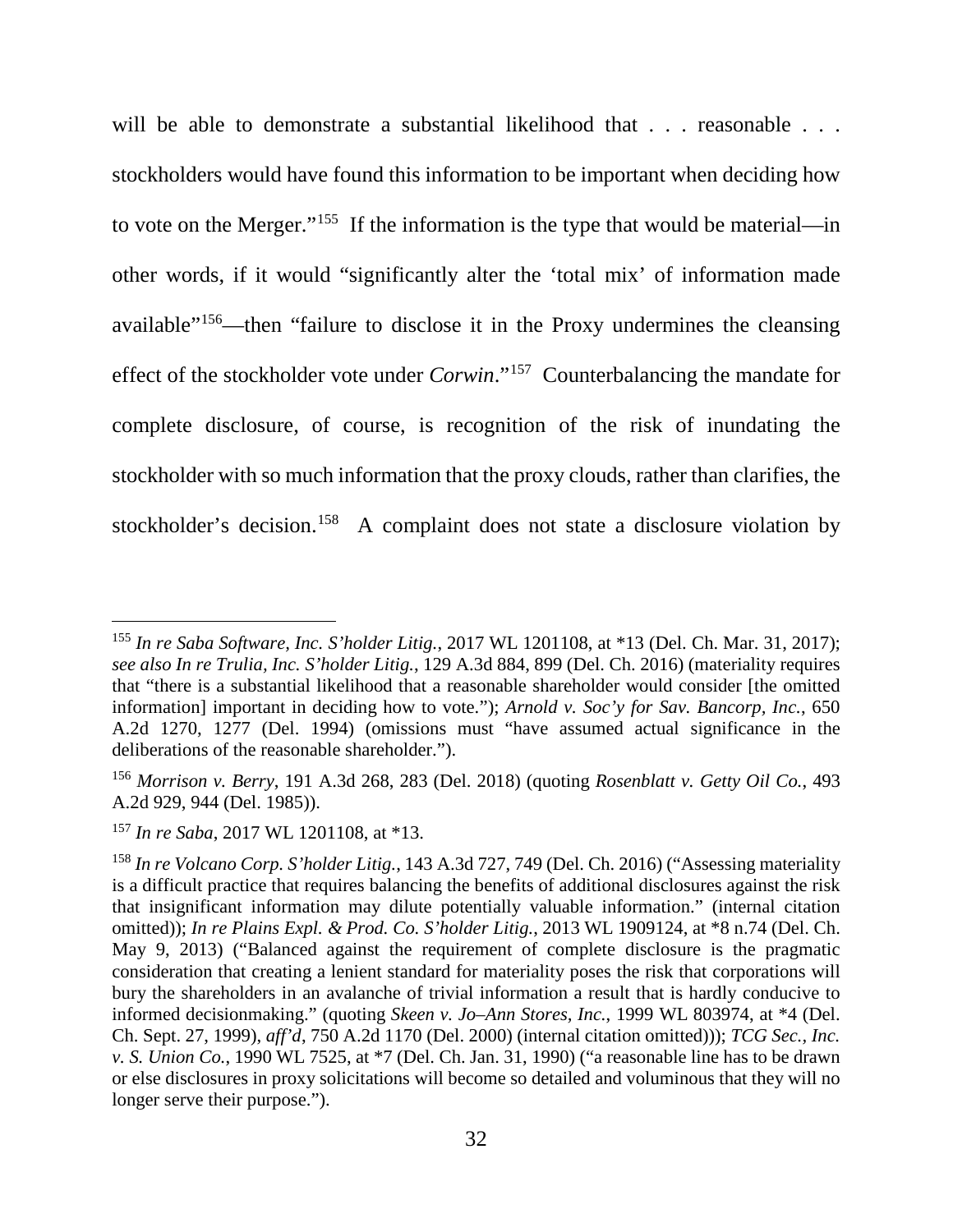will be able to demonstrate a substantial likelihood that . . . reasonable . . . stockholders would have found this information to be important when deciding how to vote on the Merger."[155] If the information is the type that would be material—in other words, if it would "significantly alter the 'total mix' of information made available"[156]—then "failure to disclose it in the Proxy undermines the cleansing effect of the stockholder vote under *Corwin*."[157] Counterbalancing the mandate for complete disclosure, of course, is recognition of the risk of inundating the stockholder with so much information that the proxy clouds, rather than clarifies, the stockholder's decision.[158] A complaint does not state a disclosure violation by

---

[155] *In re Saba Software, Inc. S'holder Litig.*, 2017 WL 1201108, at *13 (Del. Ch. Mar. 31, 2017); *see also In re Trulia, Inc. S'holder Litig.*, 129 A.3d 884, 899 (Del. Ch. 2016) (materiality requires that "there is a substantial likelihood that a reasonable shareholder would consider [the omitted information] important in deciding how to vote."); *Arnold v. Soc'y for Sav. Bancorp, Inc.*, 650 A.2d 1270, 1277 (Del. 1994) (omissions must "have assumed actual significance in the deliberations of the reasonable shareholder.").

[156] *Morrison v. Berry*, 191 A.3d 268, 283 (Del. 2018) (quoting *Rosenblatt v. Getty Oil Co.*, 493 A.2d 929, 944 (Del. 1985)).

[157] *In re Saba*, 2017 WL 1201108, at *13.

[158] *In re Volcano Corp. S'holder Litig.*, 143 A.3d 727, 749 (Del. Ch. 2016) ("Assessing materiality is a difficult practice that requires balancing the benefits of additional disclosures against the risk that insignificant information may dilute potentially valuable information." (internal citation omitted)); *In re Plains Expl. & Prod. Co. S'holder Litig.*, 2013 WL 1909124, at *8 n.74 (Del. Ch. May 9, 2013) ("Balanced against the requirement of complete disclosure is the pragmatic consideration that creating a lenient standard for materiality poses the risk that corporations will bury the shareholders in an avalanche of trivial information a result that is hardly conducive to informed decisionmaking." (quoting *Skeen v. Jo–Ann Stores, Inc.*, 1999 WL 803974, at *4 (Del. Ch. Sept. 27, 1999), *aff'd*, 750 A.2d 1170 (Del. 2000) (internal citation omitted))); *TCG Sec., Inc. v. S. Union Co.*, 1990 WL 7525, at *7 (Del. Ch. Jan. 31, 1990) ("a reasonable line has to be drawn or else disclosures in proxy solicitations will become so detailed and voluminous that they will no longer serve their purpose.").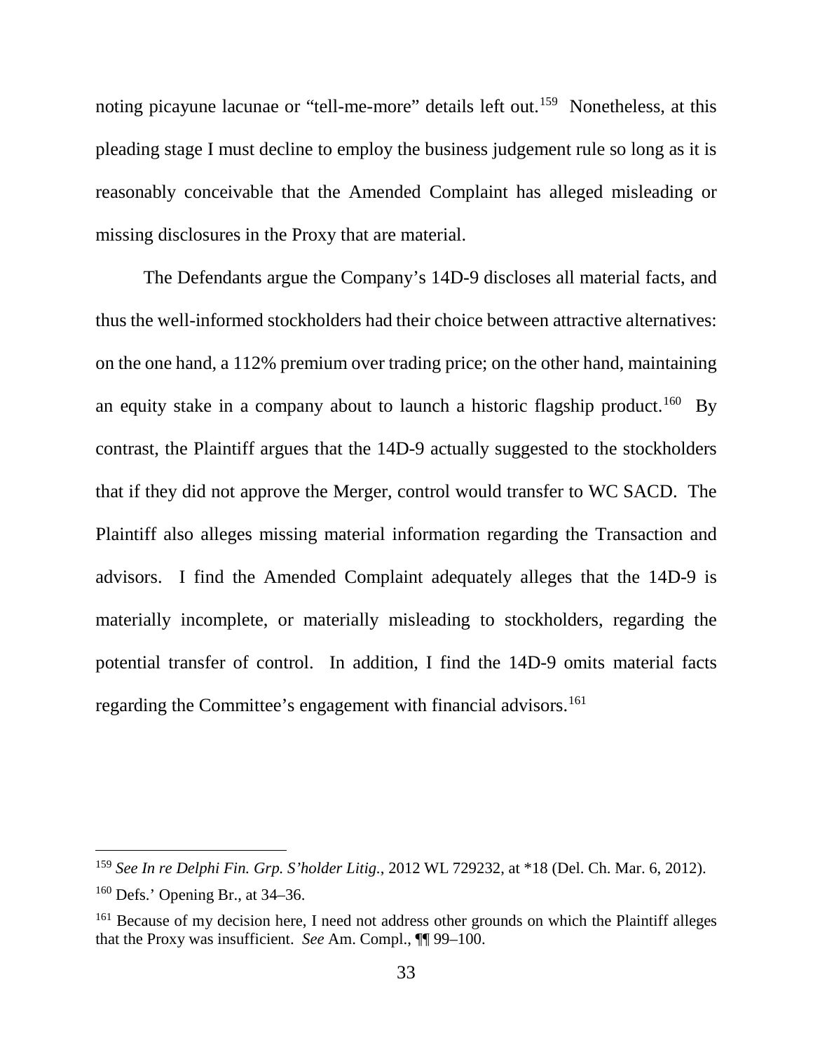noting picayune lacunae or "tell-me-more" details left out.[159] Nonetheless, at this pleading stage I must decline to employ the business judgement rule so long as it is reasonably conceivable that the Amended Complaint has alleged misleading or missing disclosures in the Proxy that are material.

The Defendants argue the Company's 14D-9 discloses all material facts, and thus the well-informed stockholders had their choice between attractive alternatives: on the one hand, a 112% premium over trading price; on the other hand, maintaining an equity stake in a company about to launch a historic flagship product.[160] By contrast, the Plaintiff argues that the 14D-9 actually suggested to the stockholders that if they did not approve the Merger, control would transfer to WC SACD. The Plaintiff also alleges missing material information regarding the Transaction and advisors. I find the Amended Complaint adequately alleges that the 14D-9 is materially incomplete, or materially misleading to stockholders, regarding the potential transfer of control. In addition, I find the 14D-9 omits material facts regarding the Committee's engagement with financial advisors.[161]

---

[159] *See In re Delphi Fin. Grp. S'holder Litig.*, 2012 WL 729232, at *18 (Del. Ch. Mar. 6, 2012).

[160] Defs.' Opening Br., at 34–36.

[161] Because of my decision here, I need not address other grounds on which the Plaintiff alleges that the Proxy was insufficient. *See* Am. Compl., ¶¶ 99–100.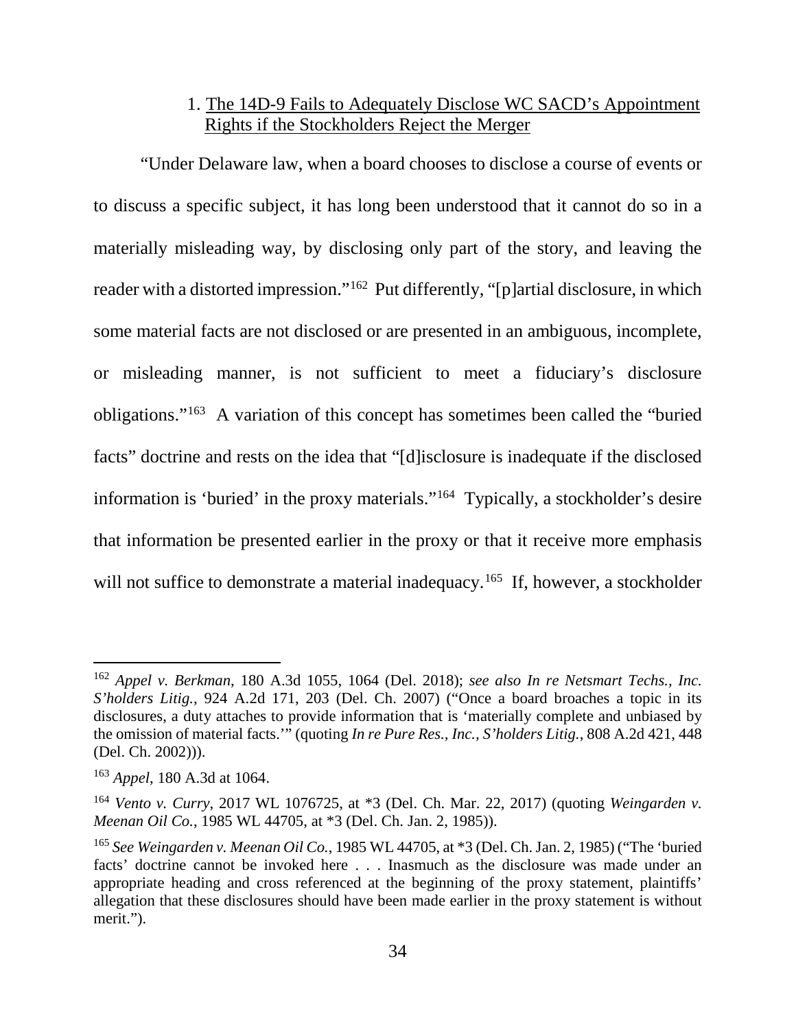### 1. <u>The 14D-9 Fails to Adequately Disclose WC SACD's Appointment Rights if the Stockholders Reject the Merger</u>

"Under Delaware law, when a board chooses to disclose a course of events or to discuss a specific subject, it has long been understood that it cannot do so in a materially misleading way, by disclosing only part of the story, and leaving the reader with a distorted impression."[162] Put differently, "[p]artial disclosure, in which some material facts are not disclosed or are presented in an ambiguous, incomplete, or misleading manner, is not sufficient to meet a fiduciary's disclosure obligations."[163] A variation of this concept has sometimes been called the "buried facts" doctrine and rests on the idea that "[d]isclosure is inadequate if the disclosed information is 'buried' in the proxy materials."[164] Typically, a stockholder's desire that information be presented earlier in the proxy or that it receive more emphasis will not suffice to demonstrate a material inadequacy.[165] If, however, a stockholder

---

[162] *Appel v. Berkman*, 180 A.3d 1055, 1064 (Del. 2018); *see also In re Netsmart Techs., Inc. S'holders Litig.*, 924 A.2d 171, 203 (Del. Ch. 2007) ("Once a board broaches a topic in its disclosures, a duty attaches to provide information that is 'materially complete and unbiased by the omission of material facts.'" (quoting *In re Pure Res., Inc., S'holders Litig.*, 808 A.2d 421, 448 (Del. Ch. 2002))).

[163] *Appel*, 180 A.3d at 1064.

[164] *Vento v. Curry*, 2017 WL 1076725, at *3 (Del. Ch. Mar. 22, 2017) (quoting *Weingarden v. Meenan Oil Co.*, 1985 WL 44705, at *3 (Del. Ch. Jan. 2, 1985)).

[165] *See Weingarden v. Meenan Oil Co.*, 1985 WL 44705, at *3 (Del. Ch. Jan. 2, 1985) ("The 'buried facts' doctrine cannot be invoked here . . . Inasmuch as the disclosure was made under an appropriate heading and cross referenced at the beginning of the proxy statement, plaintiffs' allegation that these disclosures should have been made earlier in the proxy statement is without merit.").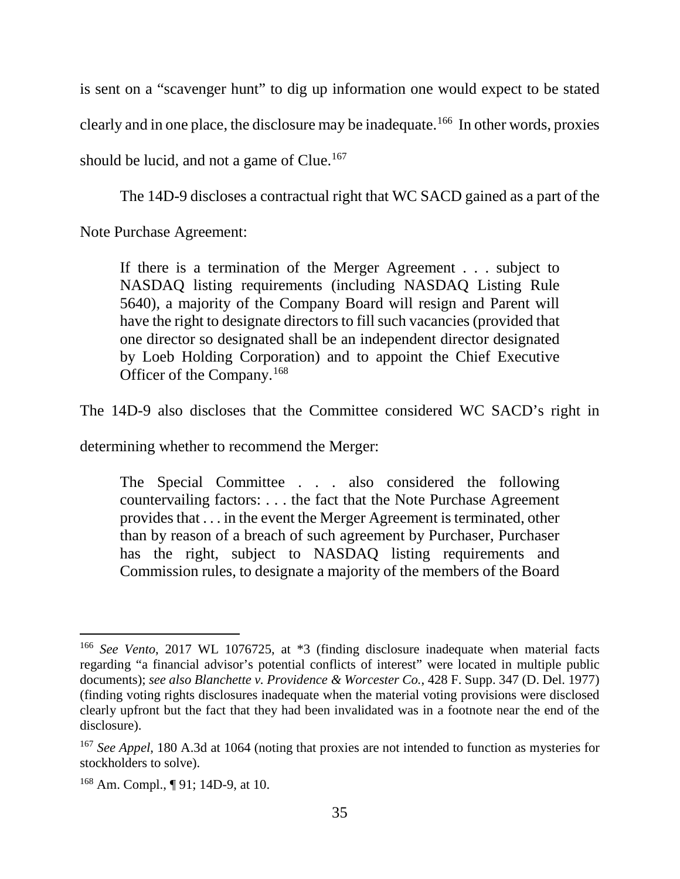is sent on a "scavenger hunt" to dig up information one would expect to be stated clearly and in one place, the disclosure may be inadequate.[166] In other words, proxies should be lucid, and not a game of Clue.[167]

The 14D-9 discloses a contractual right that WC SACD gained as a part of the Note Purchase Agreement:

> If there is a termination of the Merger Agreement . . . subject to NASDAQ listing requirements (including NASDAQ Listing Rule 5640), a majority of the Company Board will resign and Parent will have the right to designate directors to fill such vacancies (provided that one director so designated shall be an independent director designated by Loeb Holding Corporation) and to appoint the Chief Executive Officer of the Company.[168]

The 14D-9 also discloses that the Committee considered WC SACD's right in determining whether to recommend the Merger:

> The Special Committee . . . also considered the following countervailing factors: . . . the fact that the Note Purchase Agreement provides that . . . in the event the Merger Agreement is terminated, other than by reason of a breach of such agreement by Purchaser, Purchaser has the right, subject to NASDAQ listing requirements and Commission rules, to designate a majority of the members of the Board

---

[166] *See Vento*, 2017 WL 1076725, at *3 (finding disclosure inadequate when material facts regarding "a financial advisor's potential conflicts of interest" were located in multiple public documents); *see also Blanchette v. Providence & Worcester Co.*, 428 F. Supp. 347 (D. Del. 1977) (finding voting rights disclosures inadequate when the material voting provisions were disclosed clearly upfront but the fact that they had been invalidated was in a footnote near the end of the disclosure).

[167] *See Appel*, 180 A.3d at 1064 (noting that proxies are not intended to function as mysteries for stockholders to solve).

[168] Am. Compl., ¶ 91; 14D-9, at 10.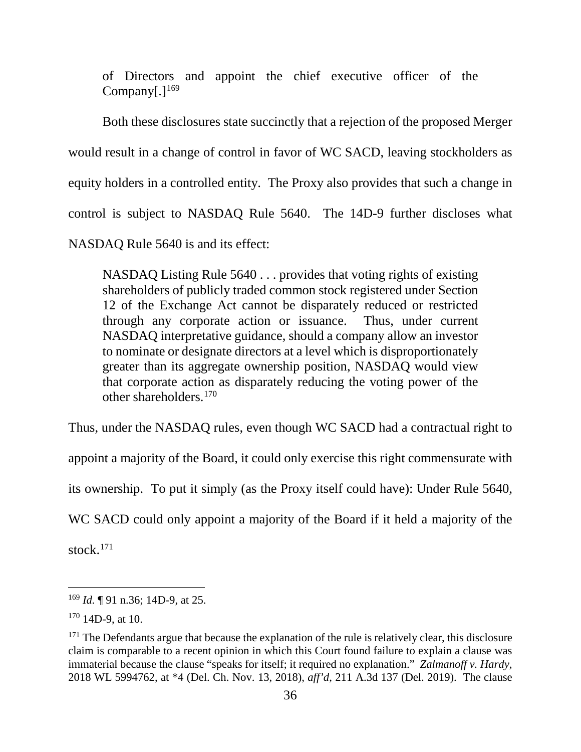of Directors and appoint the chief executive officer of the Company[.][169]

Both these disclosures state succinctly that a rejection of the proposed Merger would result in a change of control in favor of WC SACD, leaving stockholders as equity holders in a controlled entity. The Proxy also provides that such a change in control is subject to NASDAQ Rule 5640. The 14D-9 further discloses what NASDAQ Rule 5640 is and its effect:

> NASDAQ Listing Rule 5640 . . . provides that voting rights of existing shareholders of publicly traded common stock registered under Section 12 of the Exchange Act cannot be disparately reduced or restricted through any corporate action or issuance. Thus, under current NASDAQ interpretative guidance, should a company allow an investor to nominate or designate directors at a level which is disproportionately greater than its aggregate ownership position, NASDAQ would view that corporate action as disparately reducing the voting power of the other shareholders.[170]

Thus, under the NASDAQ rules, even though WC SACD had a contractual right to appoint a majority of the Board, it could only exercise this right commensurate with its ownership. To put it simply (as the Proxy itself could have): Under Rule 5640, WC SACD could only appoint a majority of the Board if it held a majority of the stock.[171]

---

[169] *Id.* ¶ 91 n.36; 14D-9, at 25.

[170] 14D-9, at 10.

[171] The Defendants argue that because the explanation of the rule is relatively clear, this disclosure claim is comparable to a recent opinion in which this Court found failure to explain a clause was immaterial because the clause "speaks for itself; it required no explanation." *Zalmanoff v. Hardy*, 2018 WL 5994762, at *4 (Del. Ch. Nov. 13, 2018), *aff'd*, 211 A.3d 137 (Del. 2019). The clause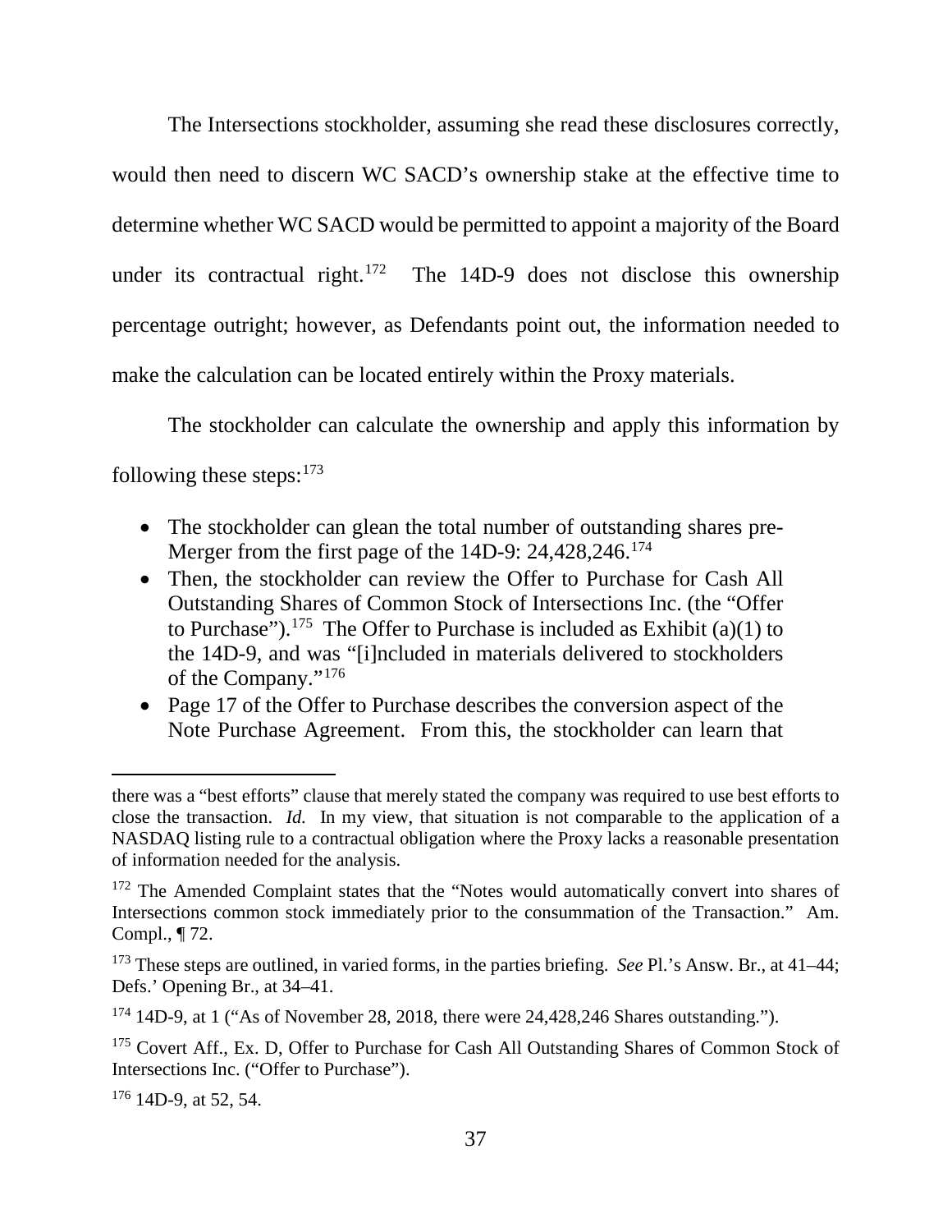The Intersections stockholder, assuming she read these disclosures correctly, would then need to discern WC SACD's ownership stake at the effective time to determine whether WC SACD would be permitted to appoint a majority of the Board under its contractual right.[172] The 14D-9 does not disclose this ownership percentage outright; however, as Defendants point out, the information needed to make the calculation can be located entirely within the Proxy materials.

The stockholder can calculate the ownership and apply this information by following these steps:[173]

- The stockholder can glean the total number of outstanding shares pre-Merger from the first page of the 14D-9: 24,428,246.[174]
- Then, the stockholder can review the Offer to Purchase for Cash All Outstanding Shares of Common Stock of Intersections Inc. (the "Offer to Purchase").[175] The Offer to Purchase is included as Exhibit (a)(1) to the 14D-9, and was "[i]ncluded in materials delivered to stockholders of the Company."[176]
- Page 17 of the Offer to Purchase describes the conversion aspect of the Note Purchase Agreement. From this, the stockholder can learn that

---

there was a "best efforts" clause that merely stated the company was required to use best efforts to close the transaction. *Id.* In my view, that situation is not comparable to the application of a NASDAQ listing rule to a contractual obligation where the Proxy lacks a reasonable presentation of information needed for the analysis.

[172] The Amended Complaint states that the "Notes would automatically convert into shares of Intersections common stock immediately prior to the consummation of the Transaction." Am. Compl., ¶ 72.

[173] These steps are outlined, in varied forms, in the parties briefing. *See* Pl.'s Answ. Br., at 41–44; Defs.' Opening Br., at 34–41.

[174] 14D-9, at 1 ("As of November 28, 2018, there were 24,428,246 Shares outstanding.").

[175] Covert Aff., Ex. D, Offer to Purchase for Cash All Outstanding Shares of Common Stock of Intersections Inc. ("Offer to Purchase").

[176] 14D-9, at 52, 54.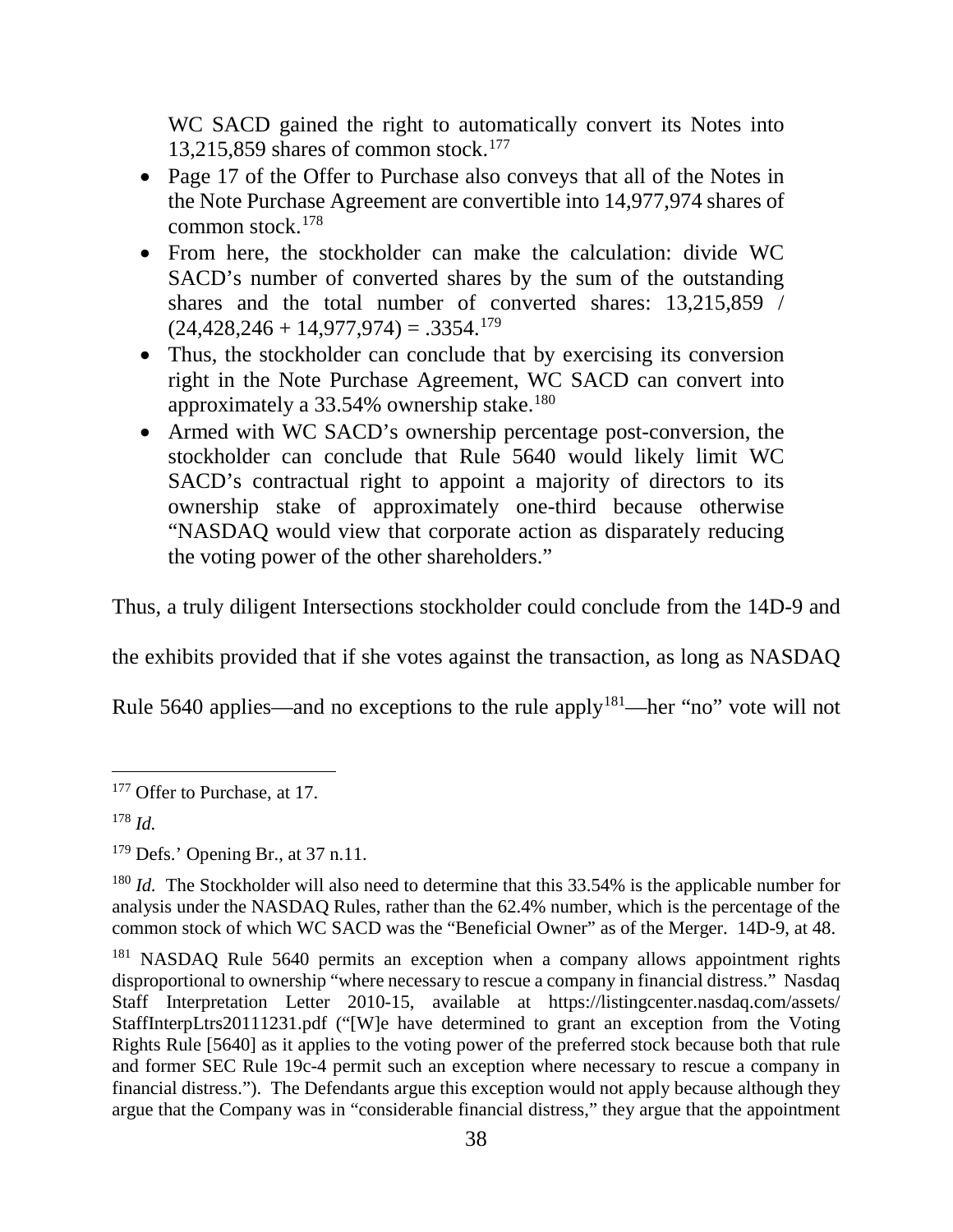WC SACD gained the right to automatically convert its Notes into 13,215,859 shares of common stock.[177]

- Page 17 of the Offer to Purchase also conveys that all of the Notes in the Note Purchase Agreement are convertible into 14,977,974 shares of common stock.[178]
- From here, the stockholder can make the calculation: divide WC SACD's number of converted shares by the sum of the outstanding shares and the total number of converted shares: 13,215,859 / (24,428,246 + 14,977,974) = .3354.[179]
- Thus, the stockholder can conclude that by exercising its conversion right in the Note Purchase Agreement, WC SACD can convert into approximately a 33.54% ownership stake.[180]
- Armed with WC SACD's ownership percentage post-conversion, the stockholder can conclude that Rule 5640 would likely limit WC SACD's contractual right to appoint a majority of directors to its ownership stake of approximately one-third because otherwise "NASDAQ would view that corporate action as disparately reducing the voting power of the other shareholders."

Thus, a truly diligent Intersections stockholder could conclude from the 14D-9 and the exhibits provided that if she votes against the transaction, as long as NASDAQ Rule 5640 applies—and no exceptions to the rule apply[181]—her "no" vote will not

---

[177] Offer to Purchase, at 17.

[178] *Id.*

[179] Defs.' Opening Br., at 37 n.11.

[180] *Id.* The Stockholder will also need to determine that this 33.54% is the applicable number for analysis under the NASDAQ Rules, rather than the 62.4% number, which is the percentage of the common stock of which WC SACD was the "Beneficial Owner" as of the Merger. 14D-9, at 48.

[181] NASDAQ Rule 5640 permits an exception when a company allows appointment rights disproportional to ownership "where necessary to rescue a company in financial distress." Nasdaq Staff Interpretation Letter 2010-15, available at https://listingcenter.nasdaq.com/assets/StaffInterpLtrs20111231.pdf ("[W]e have determined to grant an exception from the Voting Rights Rule [5640] as it applies to the voting power of the preferred stock because both that rule and former SEC Rule 19c-4 permit such an exception where necessary to rescue a company in financial distress."). The Defendants argue this exception would not apply because although they argue that the Company was in "considerable financial distress," they argue that the appointment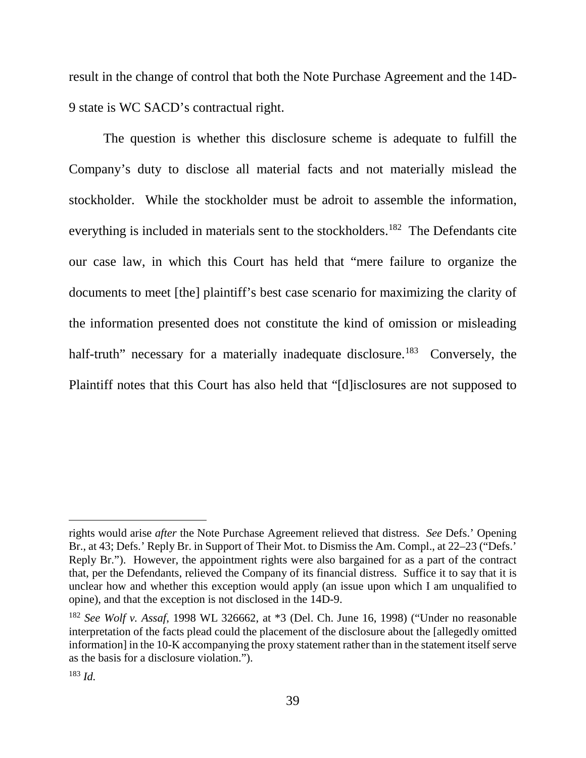result in the change of control that both the Note Purchase Agreement and the 14D-9 state is WC SACD's contractual right.

The question is whether this disclosure scheme is adequate to fulfill the Company's duty to disclose all material facts and not materially mislead the stockholder. While the stockholder must be adroit to assemble the information, everything is included in materials sent to the stockholders.[182] The Defendants cite our case law, in which this Court has held that "mere failure to organize the documents to meet [the] plaintiff's best case scenario for maximizing the clarity of the information presented does not constitute the kind of omission or misleading half-truth" necessary for a materially inadequate disclosure.[183] Conversely, the Plaintiff notes that this Court has also held that "[d]isclosures are not supposed to

---

rights would arise *after* the Note Purchase Agreement relieved that distress. *See* Defs.' Opening Br., at 43; Defs.' Reply Br. in Support of Their Mot. to Dismiss the Am. Compl., at 22–23 ("Defs.' Reply Br."). However, the appointment rights were also bargained for as a part of the contract that, per the Defendants, relieved the Company of its financial distress. Suffice it to say that it is unclear how and whether this exception would apply (an issue upon which I am unqualified to opine), and that the exception is not disclosed in the 14D-9.

[182] *See Wolf v. Assaf*, 1998 WL 326662, at *3 (Del. Ch. June 16, 1998) ("Under no reasonable interpretation of the facts plead could the placement of the disclosure about the [allegedly omitted information] in the 10-K accompanying the proxy statement rather than in the statement itself serve as the basis for a disclosure violation.").

[183] *Id.*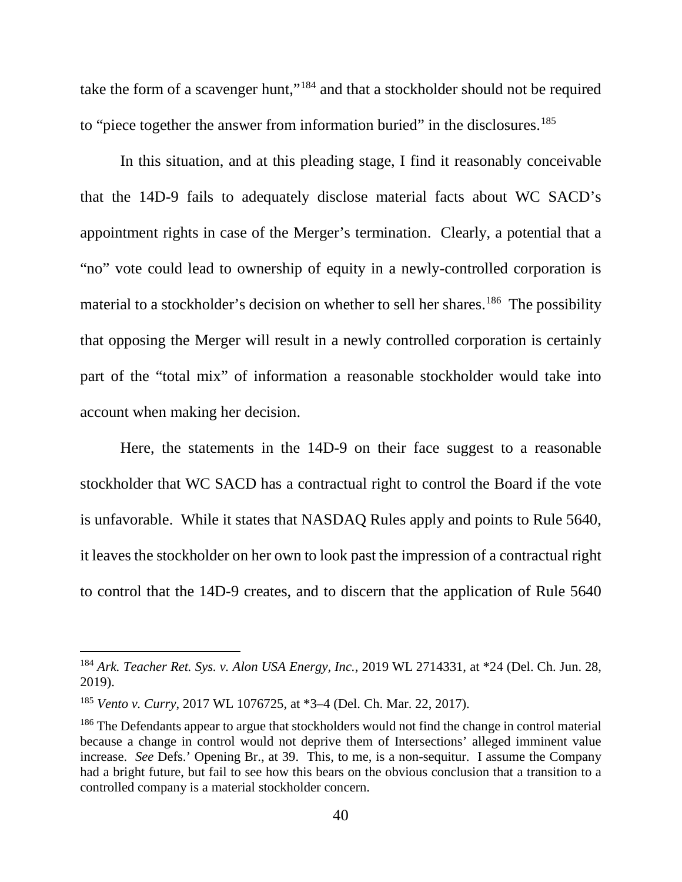take the form of a scavenger hunt,"[184] and that a stockholder should not be required to "piece together the answer from information buried" in the disclosures.[185]

In this situation, and at this pleading stage, I find it reasonably conceivable that the 14D-9 fails to adequately disclose material facts about WC SACD's appointment rights in case of the Merger's termination. Clearly, a potential that a "no" vote could lead to ownership of equity in a newly-controlled corporation is material to a stockholder's decision on whether to sell her shares.[186] The possibility that opposing the Merger will result in a newly controlled corporation is certainly part of the "total mix" of information a reasonable stockholder would take into account when making her decision.

Here, the statements in the 14D-9 on their face suggest to a reasonable stockholder that WC SACD has a contractual right to control the Board if the vote is unfavorable. While it states that NASDAQ Rules apply and points to Rule 5640, it leaves the stockholder on her own to look past the impression of a contractual right to control that the 14D-9 creates, and to discern that the application of Rule 5640

---

[184] *Ark. Teacher Ret. Sys. v. Alon USA Energy, Inc.*, 2019 WL 2714331, at *24 (Del. Ch. Jun. 28, 2019).

[185] *Vento v. Curry*, 2017 WL 1076725, at *3–4 (Del. Ch. Mar. 22, 2017).

[186] The Defendants appear to argue that stockholders would not find the change in control material because a change in control would not deprive them of Intersections' alleged imminent value increase. *See* Defs.' Opening Br., at 39. This, to me, is a non-sequitur. I assume the Company had a bright future, but fail to see how this bears on the obvious conclusion that a transition to a controlled company is a material stockholder concern.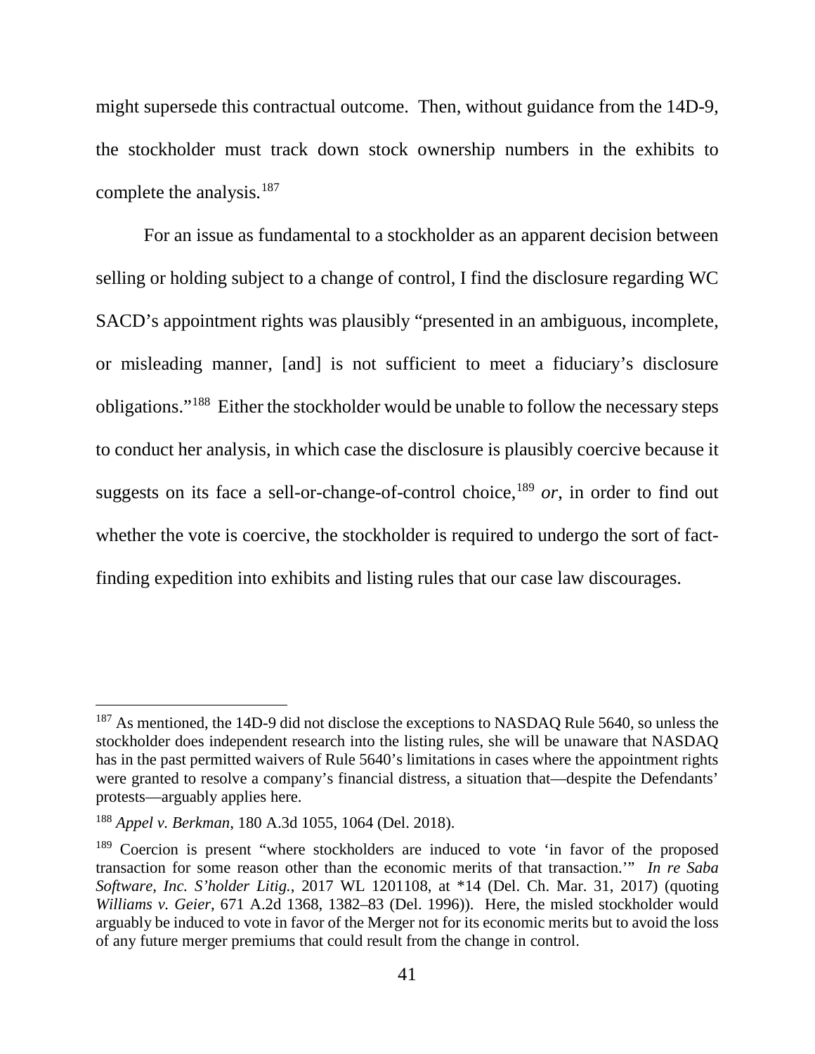might supersede this contractual outcome. Then, without guidance from the 14D-9, the stockholder must track down stock ownership numbers in the exhibits to complete the analysis.[187]

For an issue as fundamental to a stockholder as an apparent decision between selling or holding subject to a change of control, I find the disclosure regarding WC SACD's appointment rights was plausibly "presented in an ambiguous, incomplete, or misleading manner, [and] is not sufficient to meet a fiduciary's disclosure obligations."[188] Either the stockholder would be unable to follow the necessary steps to conduct her analysis, in which case the disclosure is plausibly coercive because it suggests on its face a sell-or-change-of-control choice,[189] *or*, in order to find out whether the vote is coercive, the stockholder is required to undergo the sort of fact-finding expedition into exhibits and listing rules that our case law discourages.

---

[187] As mentioned, the 14D-9 did not disclose the exceptions to NASDAQ Rule 5640, so unless the stockholder does independent research into the listing rules, she will be unaware that NASDAQ has in the past permitted waivers of Rule 5640's limitations in cases where the appointment rights were granted to resolve a company's financial distress, a situation that—despite the Defendants' protests—arguably applies here.

[188] *Appel v. Berkman*, 180 A.3d 1055, 1064 (Del. 2018).

[189] Coercion is present "where stockholders are induced to vote 'in favor of the proposed transaction for some reason other than the economic merits of that transaction.'" *In re Saba Software, Inc. S'holder Litig.*, 2017 WL 1201108, at *14 (Del. Ch. Mar. 31, 2017) (quoting *Williams v. Geier*, 671 A.2d 1368, 1382–83 (Del. 1996)). Here, the misled stockholder would arguably be induced to vote in favor of the Merger not for its economic merits but to avoid the loss of any future merger premiums that could result from the change in control.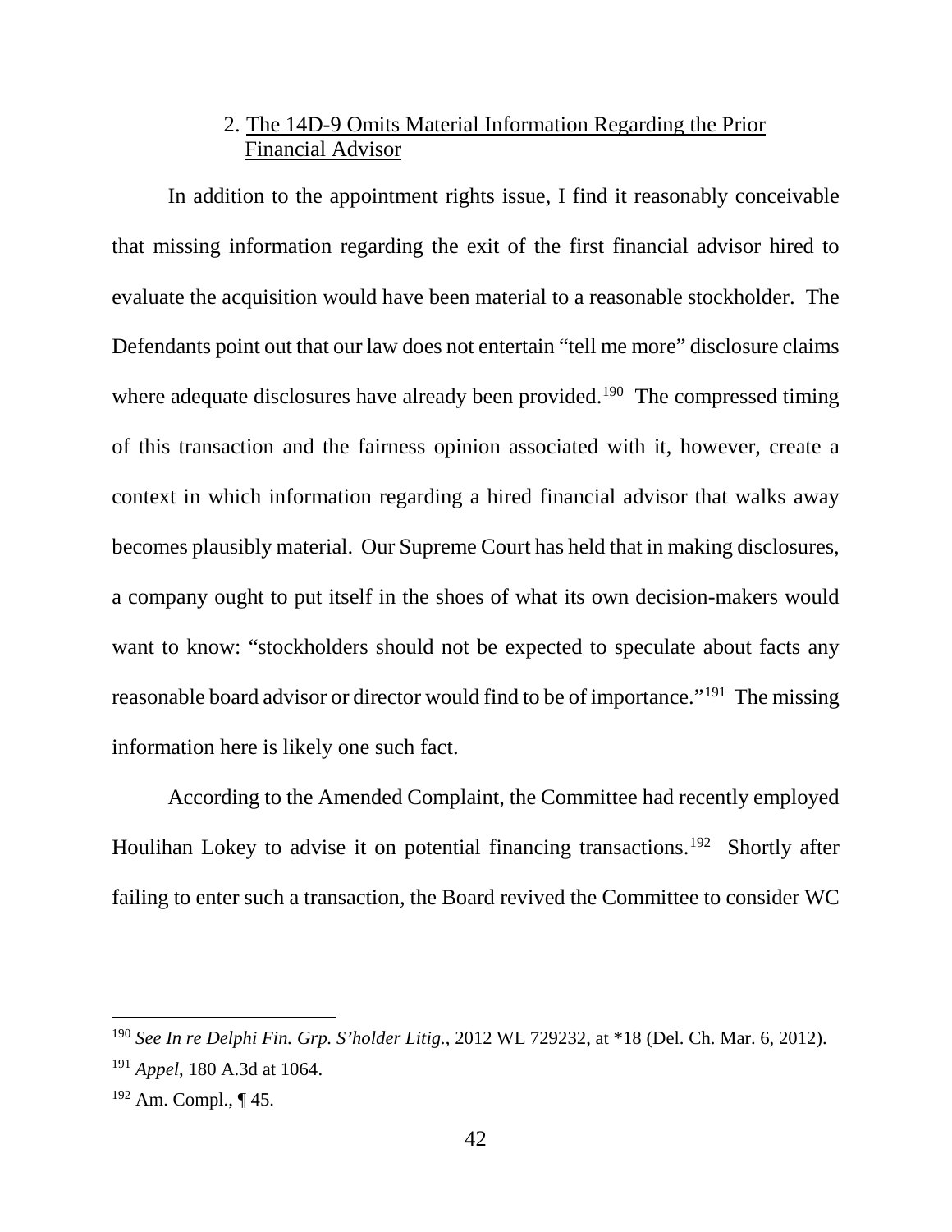### 2. The 14D-9 Omits Material Information Regarding the Prior Financial Advisor

In addition to the appointment rights issue, I find it reasonably conceivable that missing information regarding the exit of the first financial advisor hired to evaluate the acquisition would have been material to a reasonable stockholder. The Defendants point out that our law does not entertain "tell me more" disclosure claims where adequate disclosures have already been provided.[190] The compressed timing of this transaction and the fairness opinion associated with it, however, create a context in which information regarding a hired financial advisor that walks away becomes plausibly material. Our Supreme Court has held that in making disclosures, a company ought to put itself in the shoes of what its own decision-makers would want to know: "stockholders should not be expected to speculate about facts any reasonable board advisor or director would find to be of importance."[191] The missing information here is likely one such fact.

According to the Amended Complaint, the Committee had recently employed Houlihan Lokey to advise it on potential financing transactions.[192] Shortly after failing to enter such a transaction, the Board revived the Committee to consider WC

---

[190] *See In re Delphi Fin. Grp. S'holder Litig.*, 2012 WL 729232, at *18 (Del. Ch. Mar. 6, 2012).

[191] *Appel*, 180 A.3d at 1064.

[192] Am. Compl., ¶ 45.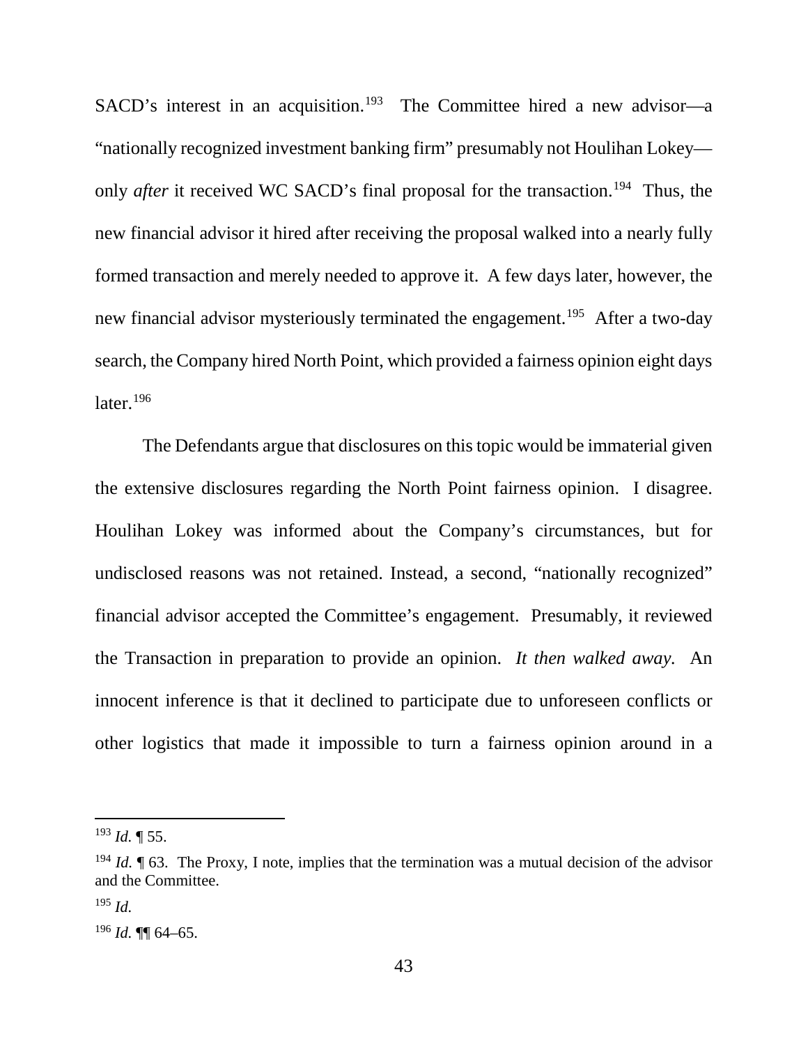SACD's interest in an acquisition.[193] The Committee hired a new advisor—a "nationally recognized investment banking firm" presumably not Houlihan Lokey—only *after* it received WC SACD's final proposal for the transaction.[194] Thus, the new financial advisor it hired after receiving the proposal walked into a nearly fully formed transaction and merely needed to approve it. A few days later, however, the new financial advisor mysteriously terminated the engagement.[195] After a two-day search, the Company hired North Point, which provided a fairness opinion eight days later.[196]

The Defendants argue that disclosures on this topic would be immaterial given the extensive disclosures regarding the North Point fairness opinion. I disagree. Houlihan Lokey was informed about the Company's circumstances, but for undisclosed reasons was not retained. Instead, a second, "nationally recognized" financial advisor accepted the Committee's engagement. Presumably, it reviewed the Transaction in preparation to provide an opinion. *It then walked away.* An innocent inference is that it declined to participate due to unforeseen conflicts or other logistics that made it impossible to turn a fairness opinion around in a

---

[193] *Id.* ¶ 55.

[194] *Id.* ¶ 63. The Proxy, I note, implies that the termination was a mutual decision of the advisor and the Committee.

[195] *Id.*

[196] *Id.* ¶¶ 64–65.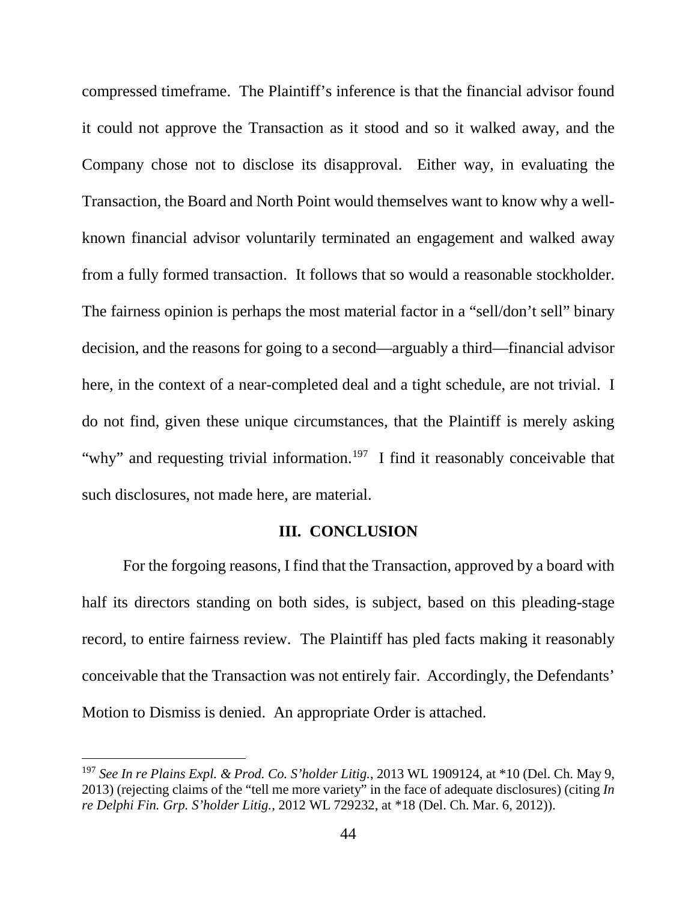compressed timeframe. The Plaintiff's inference is that the financial advisor found it could not approve the Transaction as it stood and so it walked away, and the Company chose not to disclose its disapproval. Either way, in evaluating the Transaction, the Board and North Point would themselves want to know why a well-known financial advisor voluntarily terminated an engagement and walked away from a fully formed transaction. It follows that so would a reasonable stockholder. The fairness opinion is perhaps the most material factor in a "sell/don't sell" binary decision, and the reasons for going to a second—arguably a third—financial advisor here, in the context of a near-completed deal and a tight schedule, are not trivial. I do not find, given these unique circumstances, that the Plaintiff is merely asking "why" and requesting trivial information.[197] I find it reasonably conceivable that such disclosures, not made here, are material.

## III. CONCLUSION

For the forgoing reasons, I find that the Transaction, approved by a board with half its directors standing on both sides, is subject, based on this pleading-stage record, to entire fairness review. The Plaintiff has pled facts making it reasonably conceivable that the Transaction was not entirely fair. Accordingly, the Defendants' Motion to Dismiss is denied. An appropriate Order is attached.

---

[197] *See In re Plains Expl. & Prod. Co. S'holder Litig.*, 2013 WL 1909124, at *10 (Del. Ch. May 9, 2013) (rejecting claims of the "tell me more variety" in the face of adequate disclosures) (citing *In re Delphi Fin. Grp. S'holder Litig.*, 2012 WL 729232, at *18 (Del. Ch. Mar. 6, 2012)).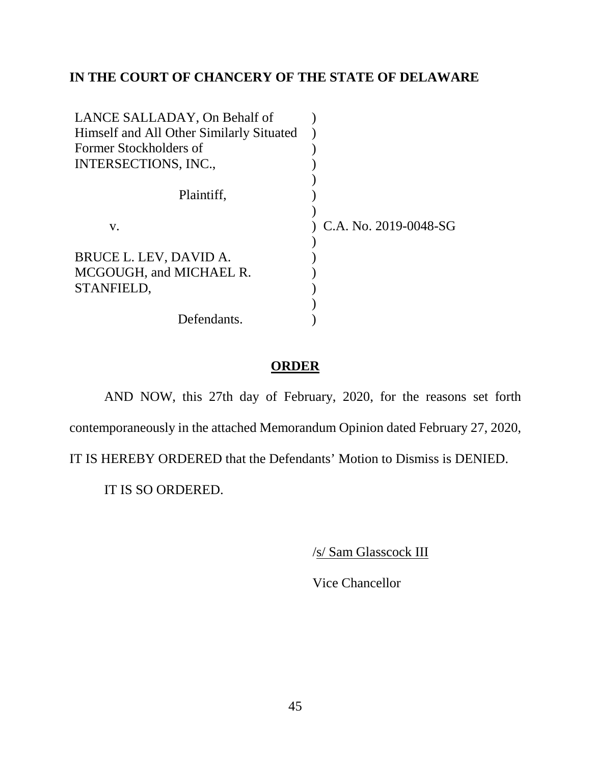**IN THE COURT OF CHANCERY OF THE STATE OF DELAWARE**

| | | |
|---|---|---|
| LANCE SALLADAY, On Behalf of Himself and All Other Similarly Situated Former Stockholders of INTERSECTIONS, INC., | ) | |
| Plaintiff, | ) | |
| v. | ) | C.A. No. 2019-0048-SG |
| BRUCE L. LEV, DAVID A. MCGOUGH, and MICHAEL R. STANFIELD, | ) | |
| Defendants. | ) | |

## ORDER

AND NOW, this 27th day of February, 2020, for the reasons set forth contemporaneously in the attached Memorandum Opinion dated February 27, 2020, IT IS HEREBY ORDERED that the Defendants' Motion to Dismiss is DENIED.

IT IS SO ORDERED.

/s/ Sam Glasscock III

Vice Chancellor